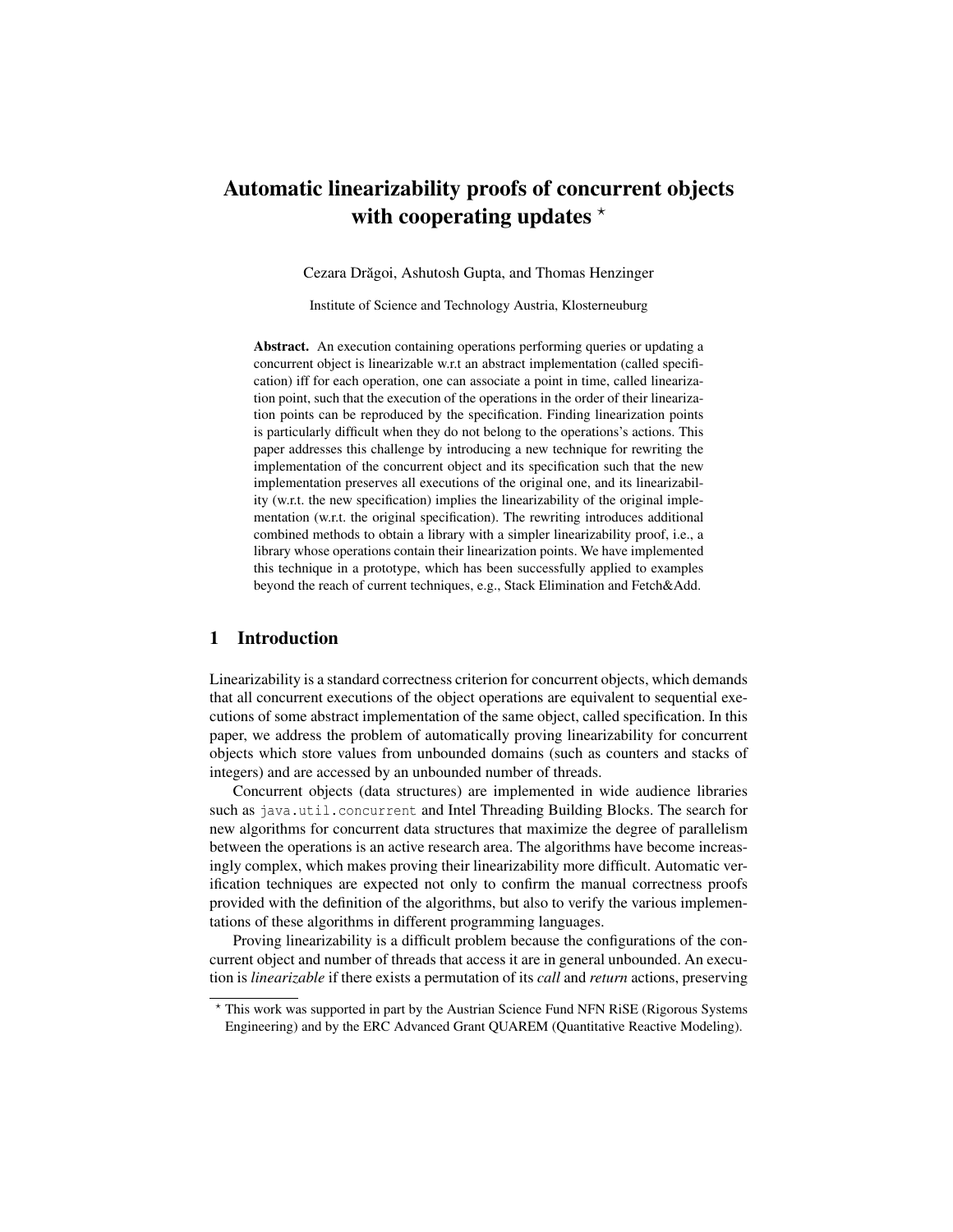# Automatic linearizability proofs of concurrent objects with cooperating updates *

Cezara Drăgoi, Ashutosh Gupta, and Thomas Henzinger

Institute of Science and Technology Austria, Klosterneuburg

**Abstract.** An execution containing operations performing queries or updating a concurrent object is linearizable w.r.t an abstract implementation (called specification) iff for each operation, one can associate a point in time, called linearization point, such that the execution of the operations in the order of their linearization points can be reproduced by the specification. Finding linearization points is particularly difficult when they do not belong to the operations's actions. This paper addresses this challenge by introducing a new technique for rewriting the implementation of the concurrent object and its specification such that the new implementation preserves all executions of the original one, and its linearizability (w.r.t. the new specification) implies the linearizability of the original implementation (w.r.t. the original specification). The rewriting introduces additional combined methods to obtain a library with a simpler linearizability proof, i.e., a library whose operations contain their linearization points. We have implemented this technique in a prototype, which has been successfully applied to examples beyond the reach of current techniques, e.g., Stack Elimination and Fetch&Add.

## 1 Introduction

Linearizability is a standard correctness criterion for concurrent objects, which demands that all concurrent executions of the object operations are equivalent to sequential executions of some abstract implementation of the same object, called specification. In this paper, we address the problem of automatically proving linearizability for concurrent objects which store values from unbounded domains (such as counters and stacks of integers) and are accessed by an unbounded number of threads.

Concurrent objects (data structures) are implemented in wide audience libraries such as `java.util.concurrent` and Intel Threading Building Blocks. The search for new algorithms for concurrent data structures that maximize the degree of parallelism between the operations is an active research area. The algorithms have become increasingly complex, which makes proving their linearizability more difficult. Automatic verification techniques are expected not only to confirm the manual correctness proofs provided with the definition of the algorithms, but also to verify the various implementations of these algorithms in different programming languages.

Proving linearizability is a difficult problem because the configurations of the concurrent object and number of threads that access it are in general unbounded. An execution is *linearizable* if there exists a permutation of its *call* and *return* actions, preserving

---

* This work was supported in part by the Austrian Science Fund NFN RiSE (Rigorous Systems Engineering) and by the ERC Advanced Grant QUAREM (Quantitative Reactive Modeling).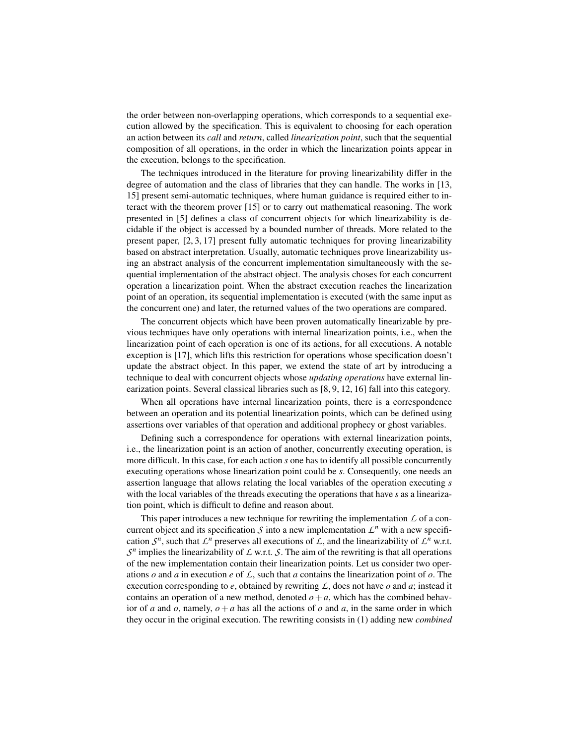the order between non-overlapping operations, which corresponds to a sequential execution allowed by the specification. This is equivalent to choosing for each operation an action between its *call* and *return*, called *linearization point*, such that the sequential composition of all operations, in the order in which the linearization points appear in the execution, belongs to the specification.

The techniques introduced in the literature for proving linearizability differ in the degree of automation and the class of libraries that they can handle. The works in [13, 15] present semi-automatic techniques, where human guidance is required either to interact with the theorem prover [15] or to carry out mathematical reasoning. The work presented in [5] defines a class of concurrent objects for which linearizability is decidable if the object is accessed by a bounded number of threads. More related to the present paper, [2, 3, 17] present fully automatic techniques for proving linearizability based on abstract interpretation. Usually, automatic techniques prove linearizability using an abstract analysis of the concurrent implementation simultaneously with the sequential implementation of the abstract object. The analysis choses for each concurrent operation a linearization point. When the abstract execution reaches the linearization point of an operation, its sequential implementation is executed (with the same input as the concurrent one) and later, the returned values of the two operations are compared.

The concurrent objects which have been proven automatically linearizable by previous techniques have only operations with internal linearization points, i.e., when the linearization point of each operation is one of its actions, for all executions. A notable exception is [17], which lifts this restriction for operations whose specification doesn't update the abstract object. In this paper, we extend the state of art by introducing a technique to deal with concurrent objects whose *updating operations* have external linearization points. Several classical libraries such as [8, 9, 12, 16] fall into this category.

When all operations have internal linearization points, there is a correspondence between an operation and its potential linearization points, which can be defined using assertions over variables of that operation and additional prophecy or ghost variables.

Defining such a correspondence for operations with external linearization points, i.e., the linearization point is an action of another, concurrently executing operation, is more difficult. In this case, for each action $s$ one has to identify all possible concurrently executing operations whose linearization point could be $s$. Consequently, one needs an assertion language that allows relating the local variables of the operation executing $s$ with the local variables of the threads executing the operations that have $s$ as a linearization point, which is difficult to define and reason about.

This paper introduces a new technique for rewriting the implementation $\mathcal{L}$ of a concurrent object and its specification $\mathcal{S}$ into a new implementation $\mathcal{L}^n$ with a new specification $\mathcal{S}^n$, such that $\mathcal{L}^n$ preserves all executions of $\mathcal{L}$, and the linearizability of $\mathcal{L}^n$ w.r.t. $\mathcal{S}^n$ implies the linearizability of $\mathcal{L}$ w.r.t. $\mathcal{S}$. The aim of the rewriting is that all operations of the new implementation contain their linearization points. Let us consider two operations $o$ and $a$ in execution $e$ of $\mathcal{L}$, such that $a$ contains the linearization point of $o$. The execution corresponding to $e$, obtained by rewriting $\mathcal{L}$, does not have $o$ and $a$; instead it contains an operation of a new method, denoted $o+a$, which has the combined behavior of $a$ and $o$, namely, $o+a$ has all the actions of $o$ and $a$, in the same order in which they occur in the original execution. The rewriting consists in (1) adding new *combined*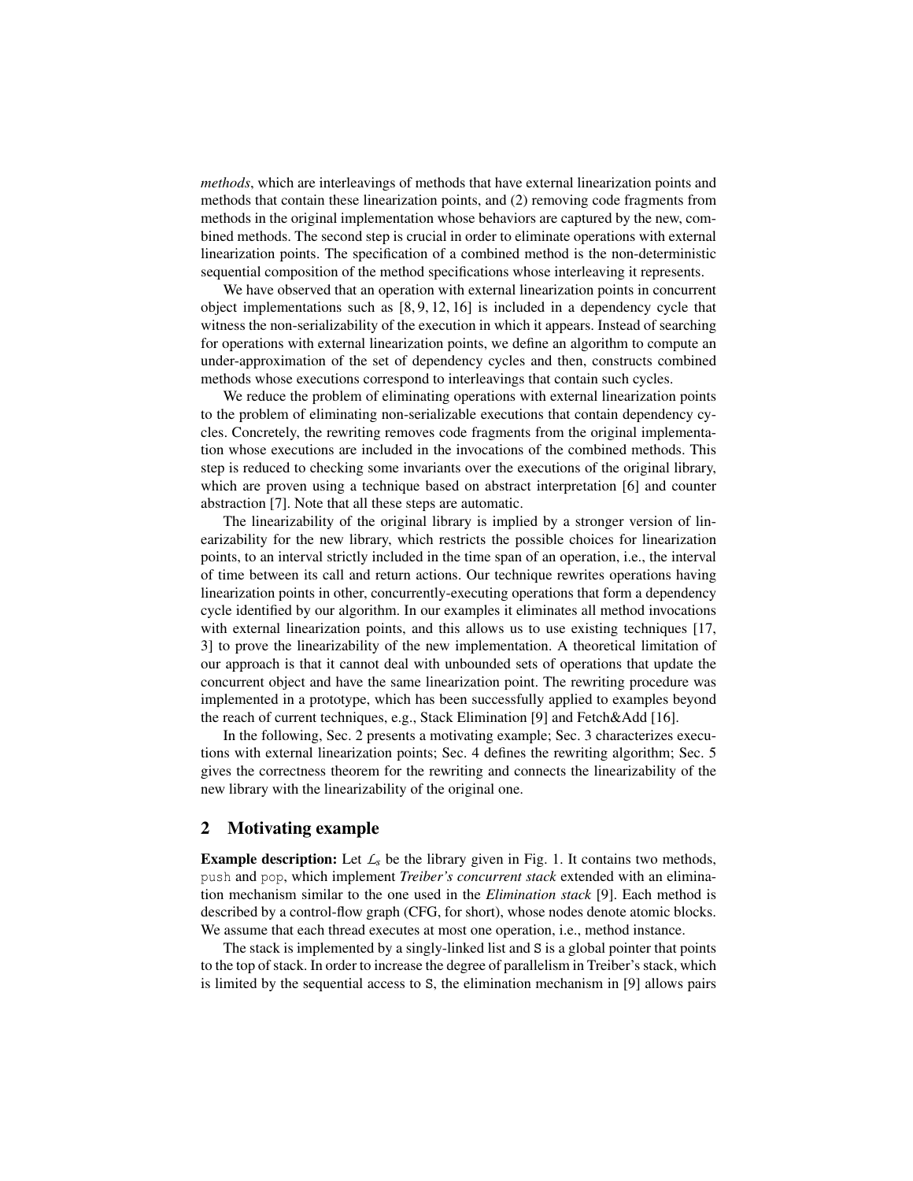*methods*, which are interleavings of methods that have external linearization points and methods that contain these linearization points, and (2) removing code fragments from methods in the original implementation whose behaviors are captured by the new, combined methods. The second step is crucial in order to eliminate operations with external linearization points. The specification of a combined method is the non-deterministic sequential composition of the method specifications whose interleaving it represents.

We have observed that an operation with external linearization points in concurrent object implementations such as [8, 9, 12, 16] is included in a dependency cycle that witness the non-serializability of the execution in which it appears. Instead of searching for operations with external linearization points, we define an algorithm to compute an under-approximation of the set of dependency cycles and then, constructs combined methods whose executions correspond to interleavings that contain such cycles.

We reduce the problem of eliminating operations with external linearization points to the problem of eliminating non-serializable executions that contain dependency cycles. Concretely, the rewriting removes code fragments from the original implementation whose executions are included in the invocations of the combined methods. This step is reduced to checking some invariants over the executions of the original library, which are proven using a technique based on abstract interpretation [6] and counter abstraction [7]. Note that all these steps are automatic.

The linearizability of the original library is implied by a stronger version of linearizability for the new library, which restricts the possible choices for linearization points, to an interval strictly included in the time span of an operation, i.e., the interval of time between its call and return actions. Our technique rewrites operations having linearization points in other, concurrently-executing operations that form a dependency cycle identified by our algorithm. In our examples it eliminates all method invocations with external linearization points, and this allows us to use existing techniques [17, 3] to prove the linearizability of the new implementation. A theoretical limitation of our approach is that it cannot deal with unbounded sets of operations that update the concurrent object and have the same linearization point. The rewriting procedure was implemented in a prototype, which has been successfully applied to examples beyond the reach of current techniques, e.g., Stack Elimination [9] and Fetch&Add [16].

In the following, Sec. 2 presents a motivating example; Sec. 3 characterizes executions with external linearization points; Sec. 4 defines the rewriting algorithm; Sec. 5 gives the correctness theorem for the rewriting and connects the linearizability of the new library with the linearizability of the original one.

## 2 Motivating example

**Example description:** Let $\mathcal{L}_s$ be the library given in Fig. 1. It contains two methods, push and pop, which implement *Treiber's concurrent stack* extended with an elimination mechanism similar to the one used in the *Elimination stack* [9]. Each method is described by a control-flow graph (CFG, for short), whose nodes denote atomic blocks. We assume that each thread executes at most one operation, i.e., method instance.

The stack is implemented by a singly-linked list and S is a global pointer that points to the top of stack. In order to increase the degree of parallelism in Treiber's stack, which is limited by the sequential access to S, the elimination mechanism in [9] allows pairs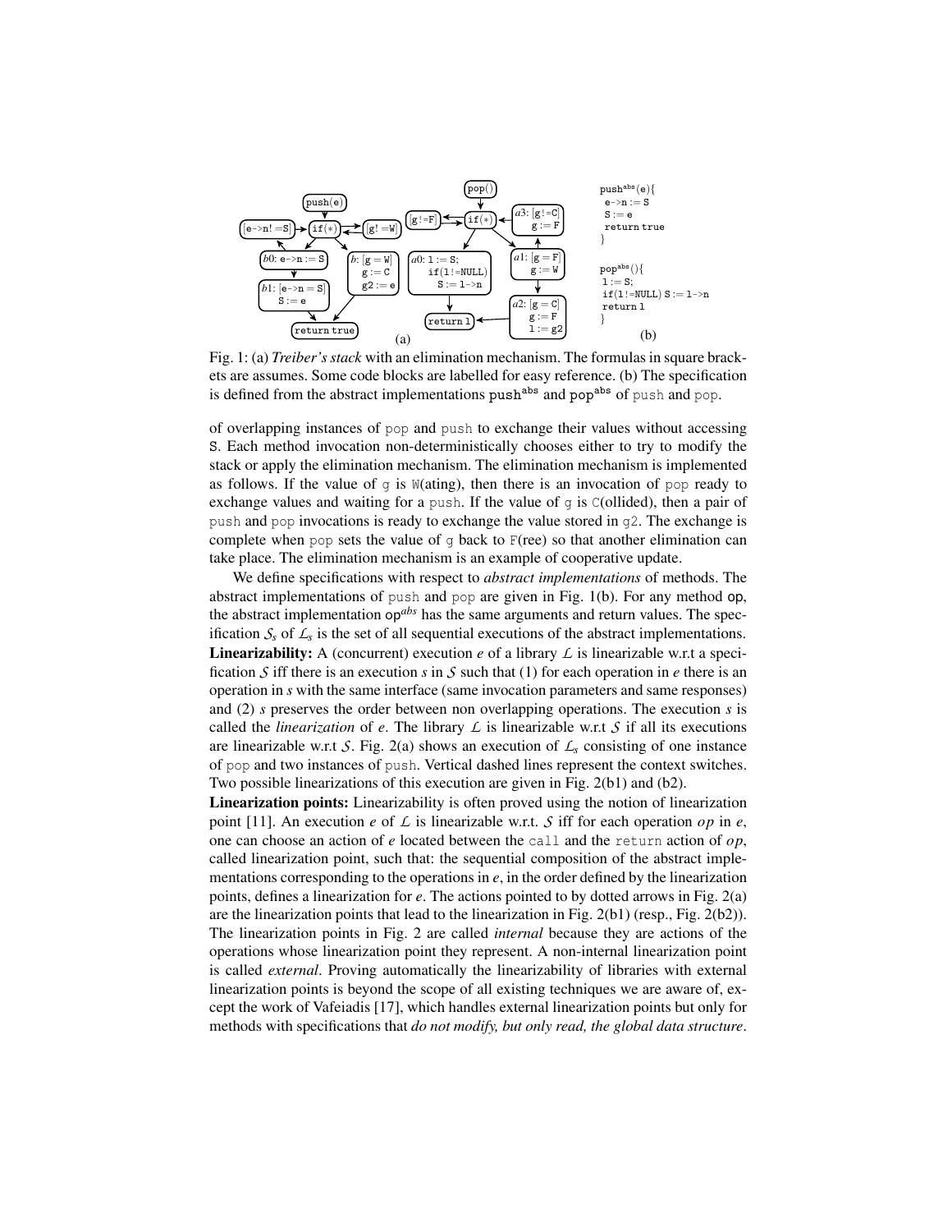```
push(e)
  if(*)
    [e->n!=S]  (loop back)
    [g!=W]     (loop back)
    b0: e->n := S
        b1: [e->n = S]
            S := e
            -> return true
    b: [g = W]
       g := C
       g2 := e
       -> return true

pop()
  if(*)
    [g!=F]  (loop back)
    a0: l := S;
        if(l!=NULL)
          S := l->n
        -> return l
    a1: [g = F]
        g := W
        -> a3: [g!=C]
               g := F
               (back to if(*))
        -> a2: [g = C]
               g := F
               l := g2
               -> return l
```

(a)

```
push^abs(e){
 e->n := S
 S := e
 return true
}

pop^abs(){
 l := S;
 if(l!=NULL) S := l->n
 return l
}
```

(b)

Fig. 1: (a) *Treiber's stack* with an elimination mechanism. The formulas in square brackets are assumes. Some code blocks are labelled for easy reference. (b) The specification is defined from the abstract implementations $\texttt{push}^{\texttt{abs}}$ and $\texttt{pop}^{\texttt{abs}}$ of push and pop.

of overlapping instances of pop and push to exchange their values without accessing S. Each method invocation non-deterministically chooses either to try to modify the stack or apply the elimination mechanism. The elimination mechanism is implemented as follows. If the value of g is W(aiting), then there is an invocation of pop ready to exchange values and waiting for a push. If the value of g is C(ollided), then a pair of push and pop invocations is ready to exchange the value stored in g2. The exchange is complete when pop sets the value of g back to F(ree) so that another elimination can take place. The elimination mechanism is an example of cooperative update.

We define specifications with respect to *abstract implementations* of methods. The abstract implementations of push and pop are given in Fig. 1(b). For any method op, the abstract implementation $\mathsf{op}^{abs}$ has the same arguments and return values. The specification $\mathcal{S}_s$ of $\mathcal{L}_s$ is the set of all sequential executions of the abstract implementations.

**Linearizability:** A (concurrent) execution *e* of a library $\mathcal{L}$ is linearizable w.r.t a specification $\mathcal{S}$ iff there is an execution *s* in $\mathcal{S}$ such that (1) for each operation in *e* there is an operation in *s* with the same interface (same invocation parameters and same responses) and (2) *s* preserves the order between non overlapping operations. The execution *s* is called the *linearization* of *e*. The library $\mathcal{L}$ is linearizable w.r.t $\mathcal{S}$ if all its executions are linearizable w.r.t $\mathcal{S}$. Fig. 2(a) shows an execution of $\mathcal{L}_s$ consisting of one instance of pop and two instances of push. Vertical dashed lines represent the context switches. Two possible linearizations of this execution are given in Fig. 2(b1) and (b2).

**Linearization points:** Linearizability is often proved using the notion of linearization point [11]. An execution *e* of $\mathcal{L}$ is linearizable w.r.t. $\mathcal{S}$ iff for each operation *op* in *e*, one can choose an action of *e* located between the call and the return action of *op*, called linearization point, such that: the sequential composition of the abstract implementations corresponding to the operations in *e*, in the order defined by the linearization points, defines a linearization for *e*. The actions pointed to by dotted arrows in Fig. 2(a) are the linearization points that lead to the linearization in Fig. 2(b1) (resp., Fig. 2(b2)). The linearization points in Fig. 2 are called *internal* because they are actions of the operations whose linearization point they represent. A non-internal linearization point is called *external*. Proving automatically the linearizability of libraries with external linearization points is beyond the scope of all existing techniques we are aware of, except the work of Vafeiadis [17], which handles external linearization points but only for methods with specifications that *do not modify, but only read, the global data structure*.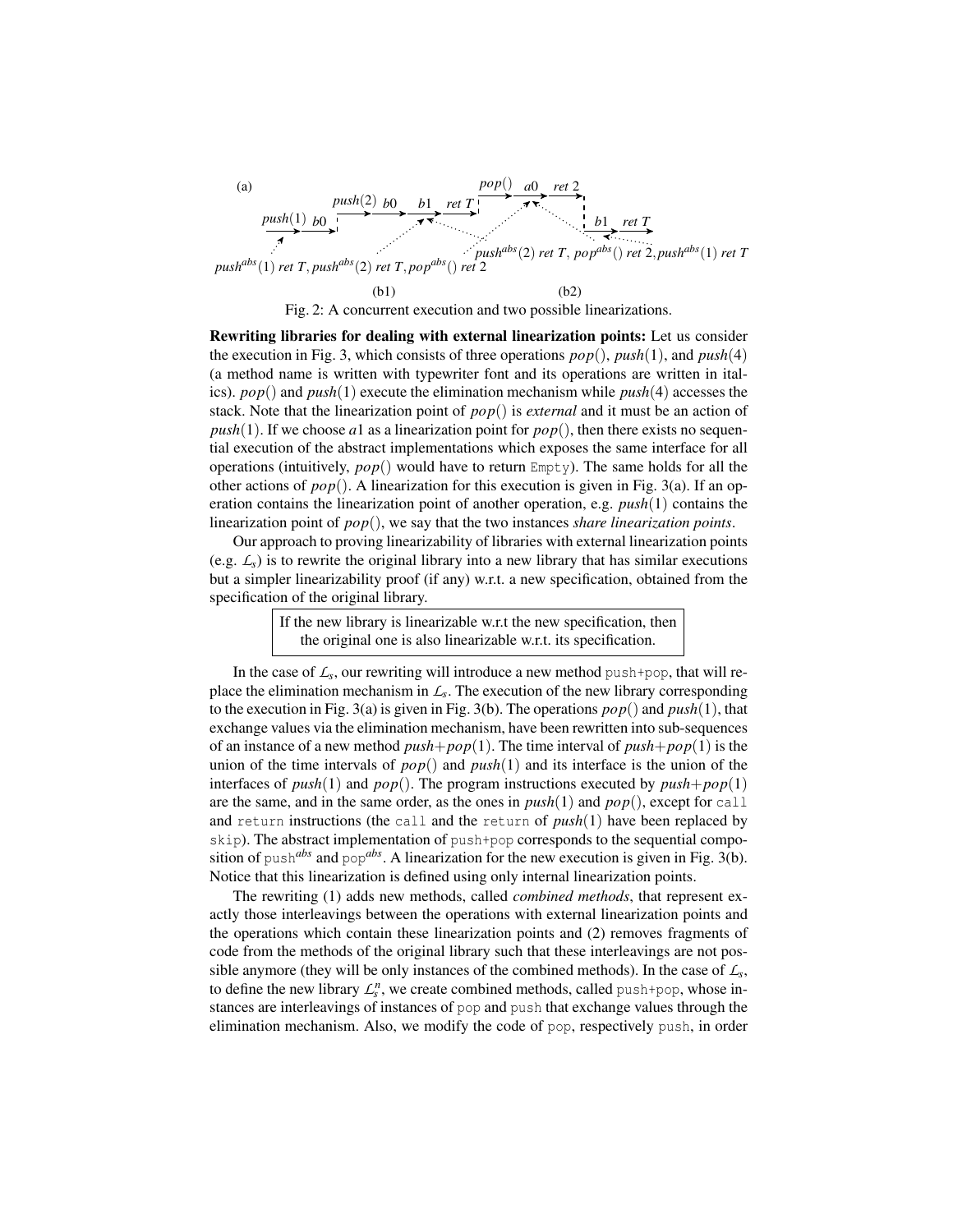(a)

$push(1)$ $b0$ $push(2)$ $b0$ $b1$ $ret\ T$ $pop()$ $a0$ $ret\ 2$ $b1$ $ret\ T$

$push^{abs}(1)\ ret\ T, push^{abs}(2)\ ret\ T, pop^{abs}()\ ret\ 2$ $push^{abs}(2)\ ret\ T,\ pop^{abs}()\ ret\ 2, push^{abs}(1)\ ret\ T$

(b1) (b2)

Fig. 2: A concurrent execution and two possible linearizations.

**Rewriting libraries for dealing with external linearization points:** Let us consider the execution in Fig. 3, which consists of three operations $pop()$, $push(1)$, and $push(4)$ (a method name is written with typewriter font and its operations are written in italics). $pop()$ and $push(1)$ execute the elimination mechanism while $push(4)$ accesses the stack. Note that the linearization point of $pop()$ is *external* and it must be an action of $push(1)$. If we choose $a1$ as a linearization point for $pop()$, then there exists no sequential execution of the abstract implementations which exposes the same interface for all operations (intuitively, $pop()$ would have to return `Empty`). The same holds for all the other actions of $pop()$. A linearization for this execution is given in Fig. 3(a). If an operation contains the linearization point of another operation, e.g. $push(1)$ contains the linearization point of $pop()$, we say that the two instances *share linearization points*.

Our approach to proving linearizability of libraries with external linearization points (e.g. $\mathcal{L}_s$) is to rewrite the original library into a new library that has similar executions but a simpler linearizability proof (if any) w.r.t. a new specification, obtained from the specification of the original library.

> If the new library is linearizable w.r.t the new specification, then the original one is also linearizable w.r.t. its specification.

In the case of $\mathcal{L}_s$, our rewriting will introduce a new method `push+pop`, that will replace the elimination mechanism in $\mathcal{L}_s$. The execution of the new library corresponding to the execution in Fig. 3(a) is given in Fig. 3(b). The operations $pop()$ and $push(1)$, that exchange values via the elimination mechanism, have been rewritten into sub-sequences of an instance of a new method $push{+}pop(1)$. The time interval of $push{+}pop(1)$ is the union of the time intervals of $pop()$ and $push(1)$ and its interface is the union of the interfaces of $push(1)$ and $pop()$. The program instructions executed by $push{+}pop(1)$ are the same, and in the same order, as the ones in $push(1)$ and $pop()$, except for `call` and `return` instructions (the `call` and the `return` of $push(1)$ have been replaced by `skip`). The abstract implementation of `push+pop` corresponds to the sequential composition of `push`$^{abs}$ and `pop`$^{abs}$. A linearization for the new execution is given in Fig. 3(b). Notice that this linearization is defined using only internal linearization points.

The rewriting (1) adds new methods, called *combined methods*, that represent exactly those interleavings between the operations with external linearization points and the operations which contain these linearization points and (2) removes fragments of code from the methods of the original library such that these interleavings are not possible anymore (they will be only instances of the combined methods). In the case of $\mathcal{L}_s$, to define the new library $\mathcal{L}_s^n$, we create combined methods, called `push+pop`, whose instances are interleavings of instances of `pop` and `push` that exchange values through the elimination mechanism. Also, we modify the code of `pop`, respectively `push`, in order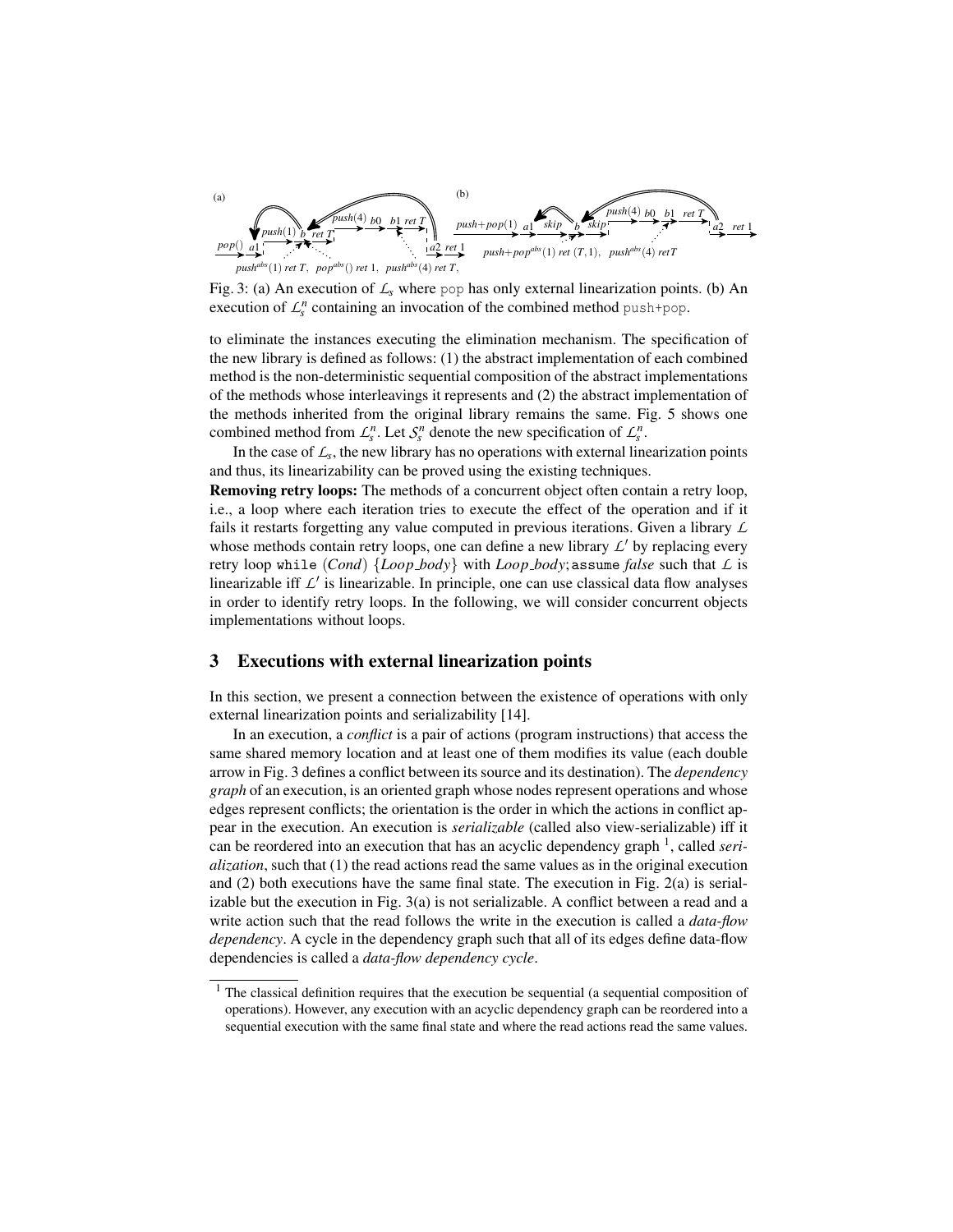Fig. 3: (a) An execution of $\mathcal{L}_s$ where pop has only external linearization points. (b) An execution of $\mathcal{L}_s^n$ containing an invocation of the combined method push+pop.

to eliminate the instances executing the elimination mechanism. The specification of the new library is defined as follows: (1) the abstract implementation of each combined method is the non-deterministic sequential composition of the abstract implementations of the methods whose interleavings it represents and (2) the abstract implementation of the methods inherited from the original library remains the same. Fig. 5 shows one combined method from $\mathcal{L}_s^n$. Let $\mathcal{S}_s^n$ denote the new specification of $\mathcal{L}_s^n$.

In the case of $\mathcal{L}_s$, the new library has no operations with external linearization points and thus, its linearizability can be proved using the existing techniques.

**Removing retry loops:** The methods of a concurrent object often contain a retry loop, i.e., a loop where each iteration tries to execute the effect of the operation and if it fails it restarts forgetting any value computed in previous iterations. Given a library $\mathcal{L}$ whose methods contain retry loops, one can define a new library $\mathcal{L}'$ by replacing every retry loop `while` (*Cond*) {*Loop_body*} with *Loop_body*;`assume` *false* such that $\mathcal{L}$ is linearizable iff $\mathcal{L}'$ is linearizable. In principle, one can use classical data flow analyses in order to identify retry loops. In the following, we will consider concurrent objects implementations without loops.

## 3 Executions with external linearization points

In this section, we present a connection between the existence of operations with only external linearization points and serializability [14].

In an execution, a *conflict* is a pair of actions (program instructions) that access the same shared memory location and at least one of them modifies its value (each double arrow in Fig. 3 defines a conflict between its source and its destination). The *dependency graph* of an execution, is an oriented graph whose nodes represent operations and whose edges represent conflicts; the orientation is the order in which the actions in conflict appear in the execution. An execution is *serializable* (called also view-serializable) iff it can be reordered into an execution that has an acyclic dependency graph [1], called *serialization*, such that (1) the read actions read the same values as in the original execution and (2) both executions have the same final state. The execution in Fig. 2(a) is serializable but the execution in Fig. 3(a) is not serializable. A conflict between a read and a write action such that the read follows the write in the execution is called a *data-flow dependency*. A cycle in the dependency graph such that all of its edges define data-flow dependencies is called a *data-flow dependency cycle*.

[1] The classical definition requires that the execution be sequential (a sequential composition of operations). However, any execution with an acyclic dependency graph can be reordered into a sequential execution with the same final state and where the read actions read the same values.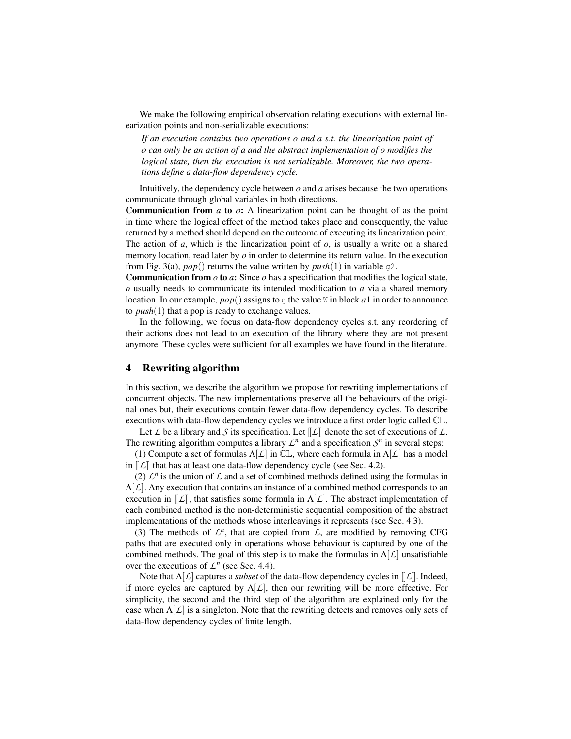We make the following empirical observation relating executions with external linearization points and non-serializable executions:

> *If an execution contains two operations o and a s.t. the linearization point of o can only be an action of a and the abstract implementation of o modifies the logical state, then the execution is not serializable. Moreover, the two operations define a data-flow dependency cycle.*

Intuitively, the dependency cycle between $o$ and $a$ arises because the two operations communicate through global variables in both directions.

**Communication from** $a$ **to** $o$**:** A linearization point can be thought of as the point in time where the logical effect of the method takes place and consequently, the value returned by a method should depend on the outcome of executing its linearization point. The action of $a$, which is the linearization point of $o$, is usually a write on a shared memory location, read later by $o$ in order to determine its return value. In the execution from Fig. 3(a), $pop()$ returns the value written by $push(1)$ in variable `g2`.

**Communication from** $o$ **to** $a$**:** Since $o$ has a specification that modifies the logical state, $o$ usually needs to communicate its intended modification to $a$ via a shared memory location. In our example, $pop()$ assigns to `g` the value `W` in block $a1$ in order to announce to $push(1)$ that a pop is ready to exchange values.

In the following, we focus on data-flow dependency cycles s.t. any reordering of their actions does not lead to an execution of the library where they are not present anymore. These cycles were sufficient for all examples we have found in the literature.

## 4 Rewriting algorithm

In this section, we describe the algorithm we propose for rewriting implementations of concurrent objects. The new implementations preserve all the behaviours of the original ones but, their executions contain fewer data-flow dependency cycles. To describe executions with data-flow dependency cycles we introduce a first order logic called $\mathbb{CL}$.

Let $\mathcal{L}$ be a library and $\mathcal{S}$ its specification. Let $[\![\mathcal{L}]\!]$ denote the set of executions of $\mathcal{L}$. The rewriting algorithm computes a library $\mathcal{L}^n$ and a specification $\mathcal{S}^n$ in several steps:

(1) Compute a set of formulas $\Lambda[\mathcal{L}]$ in $\mathbb{CL}$, where each formula in $\Lambda[\mathcal{L}]$ has a model in $[\![\mathcal{L}]\!]$ that has at least one data-flow dependency cycle (see Sec. 4.2).

(2) $\mathcal{L}^n$ is the union of $\mathcal{L}$ and a set of combined methods defined using the formulas in $\Lambda[\mathcal{L}]$. Any execution that contains an instance of a combined method corresponds to an execution in $[\![\mathcal{L}]\!]$, that satisfies some formula in $\Lambda[\mathcal{L}]$. The abstract implementation of each combined method is the non-deterministic sequential composition of the abstract implementations of the methods whose interleavings it represents (see Sec. 4.3).

(3) The methods of $\mathcal{L}^n$, that are copied from $\mathcal{L}$, are modified by removing CFG paths that are executed only in operations whose behaviour is captured by one of the combined methods. The goal of this step is to make the formulas in $\Lambda[\mathcal{L}]$ unsatisfiable over the executions of $\mathcal{L}^n$ (see Sec. 4.4).

Note that $\Lambda[\mathcal{L}]$ captures a *subset* of the data-flow dependency cycles in $[\![\mathcal{L}]\!]$. Indeed, if more cycles are captured by $\Lambda[\mathcal{L}]$, then our rewriting will be more effective. For simplicity, the second and the third step of the algorithm are explained only for the case when $\Lambda[\mathcal{L}]$ is a singleton. Note that the rewriting detects and removes only sets of data-flow dependency cycles of finite length.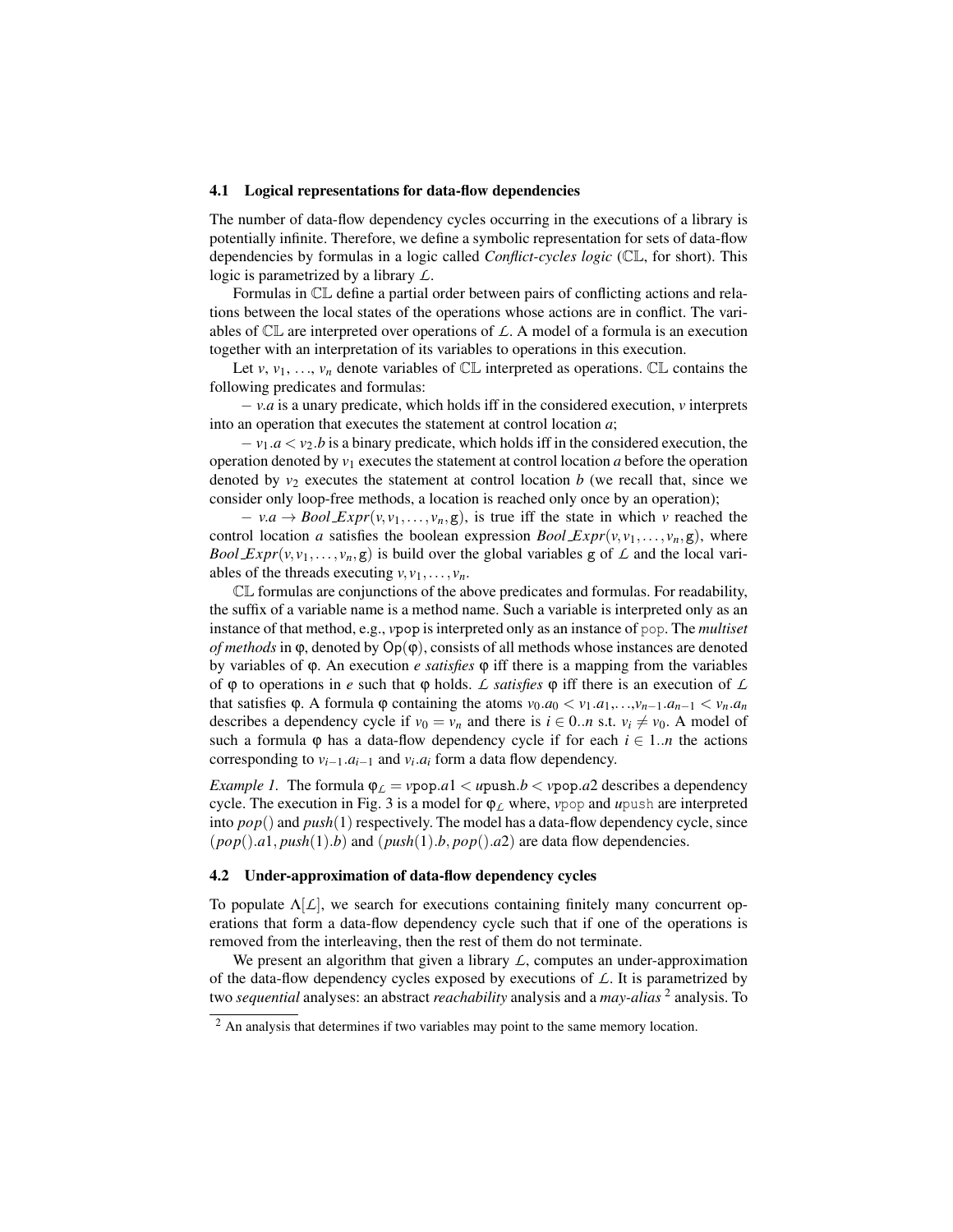### 4.1 Logical representations for data-flow dependencies

The number of data-flow dependency cycles occurring in the executions of a library is potentially infinite. Therefore, we define a symbolic representation for sets of data-flow dependencies by formulas in a logic called *Conflict-cycles logic* ($\mathbb{CL}$, for short). This logic is parametrized by a library $\mathcal{L}$.

Formulas in $\mathbb{CL}$ define a partial order between pairs of conflicting actions and relations between the local states of the operations whose actions are in conflict. The variables of $\mathbb{CL}$ are interpreted over operations of $\mathcal{L}$. A model of a formula is an execution together with an interpretation of its variables to operations in this execution.

Let $v$, $v_1$, ..., $v_n$ denote variables of $\mathbb{CL}$ interpreted as operations. $\mathbb{CL}$ contains the following predicates and formulas:

– $v.a$ is a unary predicate, which holds iff in the considered execution, $v$ interprets into an operation that executes the statement at control location $a$;

– $v_1.a < v_2.b$ is a binary predicate, which holds iff in the considered execution, the operation denoted by $v_1$ executes the statement at control location $a$ before the operation denoted by $v_2$ executes the statement at control location $b$ (we recall that, since we consider only loop-free methods, a location is reached only once by an operation);

– $v.a \rightarrow Bool\_Expr(v, v_1, \ldots, v_n, \mathtt{g})$, is true iff the state in which $v$ reached the control location $a$ satisfies the boolean expression $Bool\_Expr(v, v_1, \ldots, v_n, \mathtt{g})$, where $Bool\_Expr(v, v_1, \ldots, v_n, \mathtt{g})$ is build over the global variables $\mathtt{g}$ of $\mathcal{L}$ and the local variables of the threads executing $v, v_1, \ldots, v_n$.

$\mathbb{CL}$ formulas are conjunctions of the above predicates and formulas. For readability, the suffix of a variable name is a method name. Such a variable is interpreted only as an instance of that method, e.g., $v\mathtt{pop}$ is interpreted only as an instance of `pop`. The *multiset of methods* in $\varphi$, denoted by $\mathsf{Op}(\varphi)$, consists of all methods whose instances are denoted by variables of $\varphi$. An execution *e satisfies* $\varphi$ iff there is a mapping from the variables of $\varphi$ to operations in $e$ such that $\varphi$ holds. $\mathcal{L}$ *satisfies* $\varphi$ iff there is an execution of $\mathcal{L}$ that satisfies $\varphi$. A formula $\varphi$ containing the atoms $v_0.a_0 < v_1.a_1, \ldots, v_{n-1}.a_{n-1} < v_n.a_n$ describes a dependency cycle if $v_0 = v_n$ and there is $i \in 0..n$ s.t. $v_i \neq v_0$. A model of such a formula $\varphi$ has a data-flow dependency cycle if for each $i \in 1..n$ the actions corresponding to $v_{i-1}.a_{i-1}$ and $v_i.a_i$ form a data flow dependency.

*Example 1.* The formula $\varphi_{\mathcal{L}} = v\mathtt{pop}.a1 < u\mathtt{push}.b < v\mathtt{pop}.a2$ describes a dependency cycle. The execution in Fig. 3 is a model for $\varphi_{\mathcal{L}}$ where, $v$`pop` and $u$`push` are interpreted into $pop()$ and $push(1)$ respectively. The model has a data-flow dependency cycle, since $(pop().a1, push(1).b)$ and $(push(1).b, pop().a2)$ are data flow dependencies.

### 4.2 Under-approximation of data-flow dependency cycles

To populate $\Lambda[\mathcal{L}]$, we search for executions containing finitely many concurrent operations that form a data-flow dependency cycle such that if one of the operations is removed from the interleaving, then the rest of them do not terminate.

We present an algorithm that given a library $\mathcal{L}$, computes an under-approximation of the data-flow dependency cycles exposed by executions of $\mathcal{L}$. It is parametrized by two *sequential* analyses: an abstract *reachability* analysis and a *may-alias* [2] analysis. To

[2] An analysis that determines if two variables may point to the same memory location.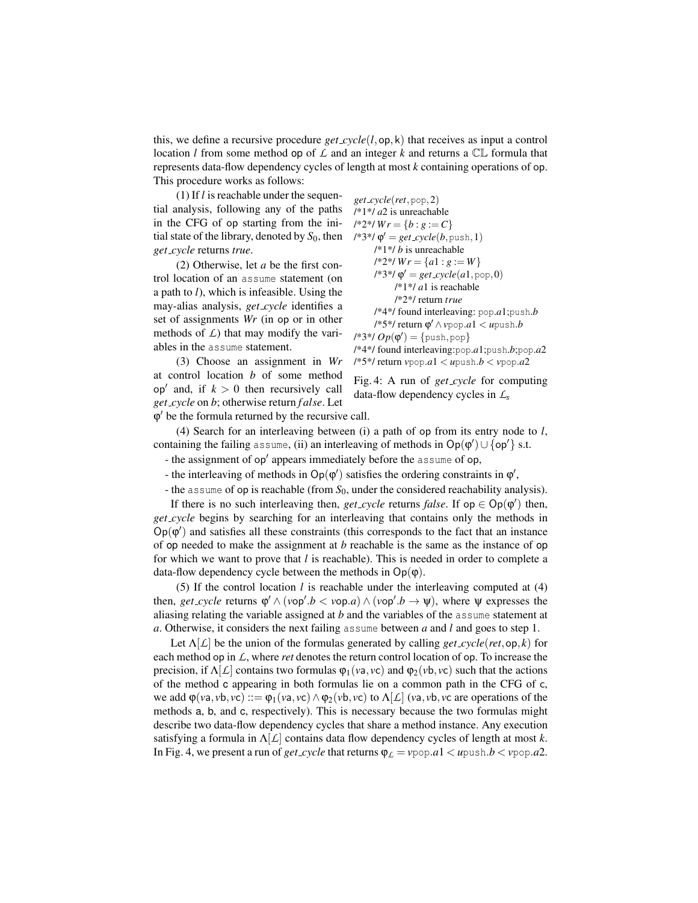this, we define a recursive procedure *get_cycle*$(l, \mathsf{op}, \mathsf{k})$ that receives as input a control location $l$ from some method $\mathsf{op}$ of $\mathcal{L}$ and an integer $k$ and returns a $\mathbb{CL}$ formula that represents data-flow dependency cycles of length at most $k$ containing operations of $\mathsf{op}$. This procedure works as follows:

(1) If $l$ is reachable under the sequential analysis, following any of the paths in the CFG of $\mathsf{op}$ starting from the initial state of the library, denoted by $S_0$, then *get_cycle* returns *true*.

(2) Otherwise, let $a$ be the first control location of an `assume` statement (on a path to $l$), which is infeasible. Using the may-alias analysis, *get_cycle* identifies a set of assignments *Wr* (in $\mathsf{op}$ or in other methods of $\mathcal{L}$) that may modify the variables in the `assume` statement.

(3) Choose an assignment in *Wr* at control location $b$ of some method $\mathsf{op}'$ and, if $k > 0$ then recursively call *get_cycle* on $b$; otherwise return *false*. Let $\varphi'$ be the formula returned by the recursive call.

```
get_cycle(ret, pop, 2)
/*1*/ a2 is unreachable
/*2*/ Wr = {b : g := C}
/*3*/ φ' = get_cycle(b, push, 1)
      /*1*/ b is unreachable
      /*2*/ Wr = {a1 : g := W}
      /*3*/ φ' = get_cycle(a1, pop, 0)
            /*1*/ a1 is reachable
            /*2*/ return true
      /*4*/ found interleaving: pop.a1;push.b
      /*5*/ return φ' ∧ vpop.a1 < upush.b
/*3*/ Op(φ') = {push, pop}
/*4*/ found interleaving:pop.a1;push.b;pop.a2
/*5*/ return vpop.a1 < upush.b < vpop.a2
```

Fig. 4: A run of *get_cycle* for computing data-flow dependency cycles in $\mathcal{L}_s$

(4) Search for an interleaving between (i) a path of $\mathsf{op}$ from its entry node to $l$, containing the failing `assume`, (ii) an interleaving of methods in $\mathsf{Op}(\varphi') \cup \{\mathsf{op}'\}$ s.t.

- the assignment of $\mathsf{op}'$ appears immediately before the `assume` of $\mathsf{op}$,
- the interleaving of methods in $\mathsf{Op}(\varphi')$ satisfies the ordering constraints in $\varphi'$,
- the `assume` of $\mathsf{op}$ is reachable (from $S_0$, under the considered reachability analysis).

If there is no such interleaving then, *get_cycle* returns *false*. If $\mathsf{op} \in \mathsf{Op}(\varphi')$ then, *get_cycle* begins by searching for an interleaving that contains only the methods in $\mathsf{Op}(\varphi')$ and satisfies all these constraints (this corresponds to the fact that an instance of $\mathsf{op}$ needed to make the assignment at $b$ reachable is the same as the instance of $\mathsf{op}$ for which we want to prove that $l$ is reachable). This is needed in order to complete a data-flow dependency cycle between the methods in $\mathsf{Op}(\varphi)$.

(5) If the control location $l$ is reachable under the interleaving computed at (4) then, *get_cycle* returns $\varphi' \wedge (v\mathsf{op}'.b < v\mathsf{op}.a) \wedge (v\mathsf{op}'.b \rightarrow \psi)$, where $\psi$ expresses the aliasing relating the variable assigned at $b$ and the variables of the `assume` statement at $a$. Otherwise, it considers the next failing `assume` between $a$ and $l$ and goes to step 1.

Let $\Lambda[\mathcal{L}]$ be the union of the formulas generated by calling *get_cycle*$(ret, \mathsf{op}, k)$ for each method $\mathsf{op}$ in $\mathcal{L}$, where *ret* denotes the return control location of $\mathsf{op}$. To increase the precision, if $\Lambda[\mathcal{L}]$ contains two formulas $\varphi_1(v\mathsf{a}, v\mathsf{c})$ and $\varphi_2(v\mathsf{b}, v\mathsf{c})$ such that the actions of the method $\mathsf{c}$ appearing in both formulas lie on a common path in the CFG of $\mathsf{c}$, we add $\varphi(v\mathsf{a}, v\mathsf{b}, v\mathsf{c}) ::= \varphi_1(v\mathsf{a}, v\mathsf{c}) \wedge \varphi_2(v\mathsf{b}, v\mathsf{c})$ to $\Lambda[\mathcal{L}]$ ($v\mathsf{a}, v\mathsf{b}, v\mathsf{c}$ are operations of the methods $\mathsf{a}$, $\mathsf{b}$, and $\mathsf{c}$, respectively). This is necessary because the two formulas might describe two data-flow dependency cycles that share a method instance. Any execution satisfying a formula in $\Lambda[\mathcal{L}]$ contains data flow dependency cycles of length at most $k$. In Fig. 4, we present a run of *get_cycle* that returns $\varphi_{\mathcal{L}} = v\mathtt{pop}.a1 < u\mathtt{push}.b < v\mathtt{pop}.a2$.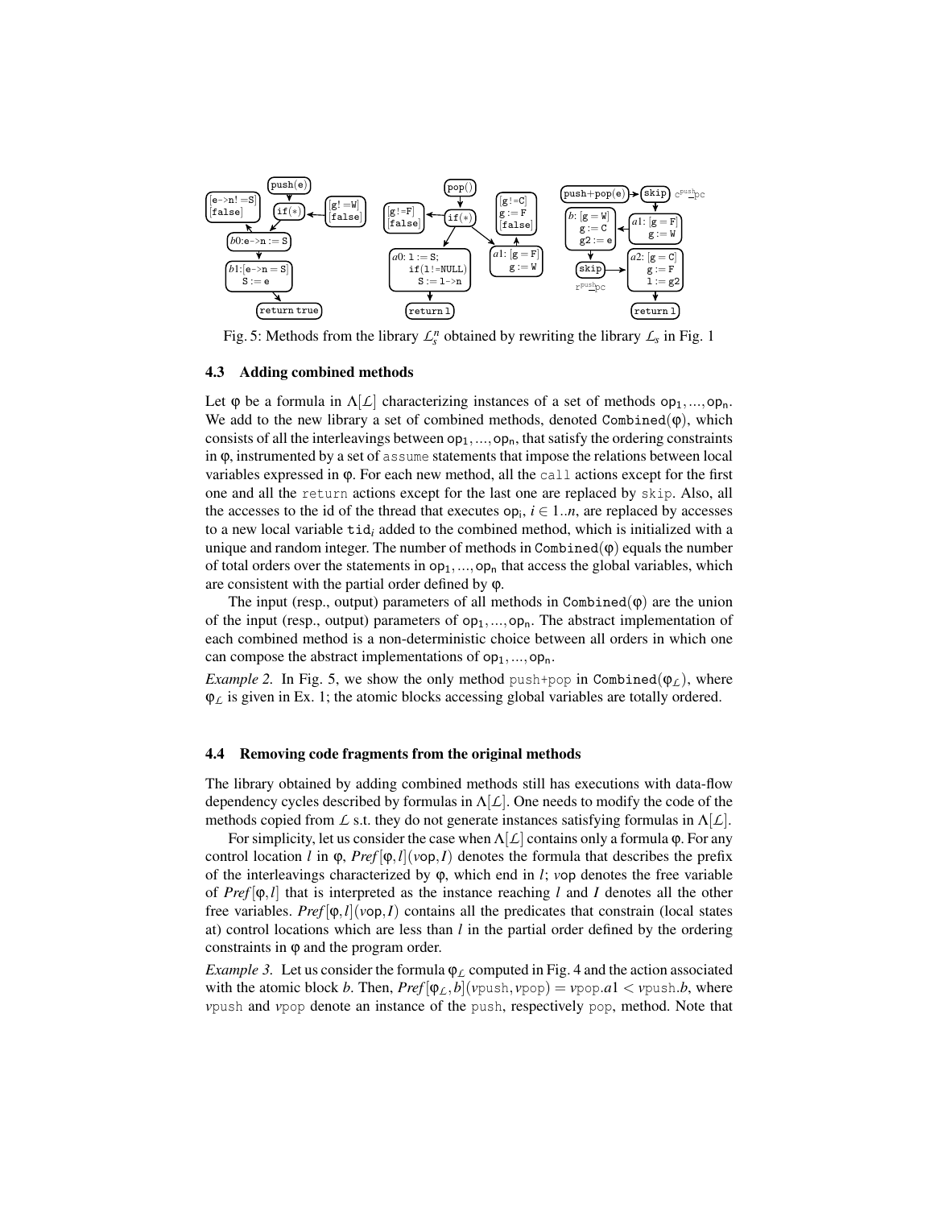Fig. 5: Methods from the library $\mathcal{L}_s^n$ obtained by rewriting the library $\mathcal{L}_s$ in Fig. 1

### 4.3 Adding combined methods

Let $\varphi$ be a formula in $\Lambda[\mathcal{L}]$ characterizing instances of a set of methods $\mathsf{op}_1, \ldots, \mathsf{op}_n$. We add to the new library a set of combined methods, denoted $\mathtt{Combined}(\varphi)$, which consists of all the interleavings between $\mathsf{op}_1, \ldots, \mathsf{op}_n$, that satisfy the ordering constraints in $\varphi$, instrumented by a set of `assume` statements that impose the relations between local variables expressed in $\varphi$. For each new method, all the `call` actions except for the first one and all the `return` actions except for the last one are replaced by `skip`. Also, all the accesses to the id of the thread that executes $\mathsf{op}_i$, $i \in 1..n$, are replaced by accesses to a new local variable $\mathtt{tid}_i$ added to the combined method, which is initialized with a unique and random integer. The number of methods in $\mathtt{Combined}(\varphi)$ equals the number of total orders over the statements in $\mathsf{op}_1, \ldots, \mathsf{op}_n$ that access the global variables, which are consistent with the partial order defined by $\varphi$.

The input (resp., output) parameters of all methods in $\mathtt{Combined}(\varphi)$ are the union of the input (resp., output) parameters of $\mathsf{op}_1, \ldots, \mathsf{op}_n$. The abstract implementation of each combined method is a non-deterministic choice between all orders in which one can compose the abstract implementations of $\mathsf{op}_1, \ldots, \mathsf{op}_n$.

*Example 2.* In Fig. 5, we show the only method `push+pop` in $\mathtt{Combined}(\varphi_{\mathcal{L}})$, where $\varphi_{\mathcal{L}}$ is given in Ex. 1; the atomic blocks accessing global variables are totally ordered.

### 4.4 Removing code fragments from the original methods

The library obtained by adding combined methods still has executions with data-flow dependency cycles described by formulas in $\Lambda[\mathcal{L}]$. One needs to modify the code of the methods copied from $\mathcal{L}$ s.t. they do not generate instances satisfying formulas in $\Lambda[\mathcal{L}]$.

For simplicity, let us consider the case when $\Lambda[\mathcal{L}]$ contains only a formula $\varphi$. For any control location $l$ in $\varphi$, $\mathit{Pref}[\varphi, l](v\mathsf{op}, I)$ denotes the formula that describes the prefix of the interleavings characterized by $\varphi$, which end in $l$; $v\mathsf{op}$ denotes the free variable of $\mathit{Pref}[\varphi, l]$ that is interpreted as the instance reaching $l$ and $I$ denotes all the other free variables. $\mathit{Pref}[\varphi, l](v\mathsf{op}, I)$ contains all the predicates that constrain (local states at) control locations which are less than $l$ in the partial order defined by the ordering constraints in $\varphi$ and the program order.

*Example 3.* Let us consider the formula $\varphi_{\mathcal{L}}$ computed in Fig. 4 and the action associated with the atomic block $b$. Then, $\mathit{Pref}[\varphi_{\mathcal{L}}, b](v\mathtt{push}, v\mathtt{pop}) = v\mathtt{pop}.a1 < v\mathtt{push}.b$, where $v\mathtt{push}$ and $v\mathtt{pop}$ denote an instance of the `push`, respectively `pop`, method. Note that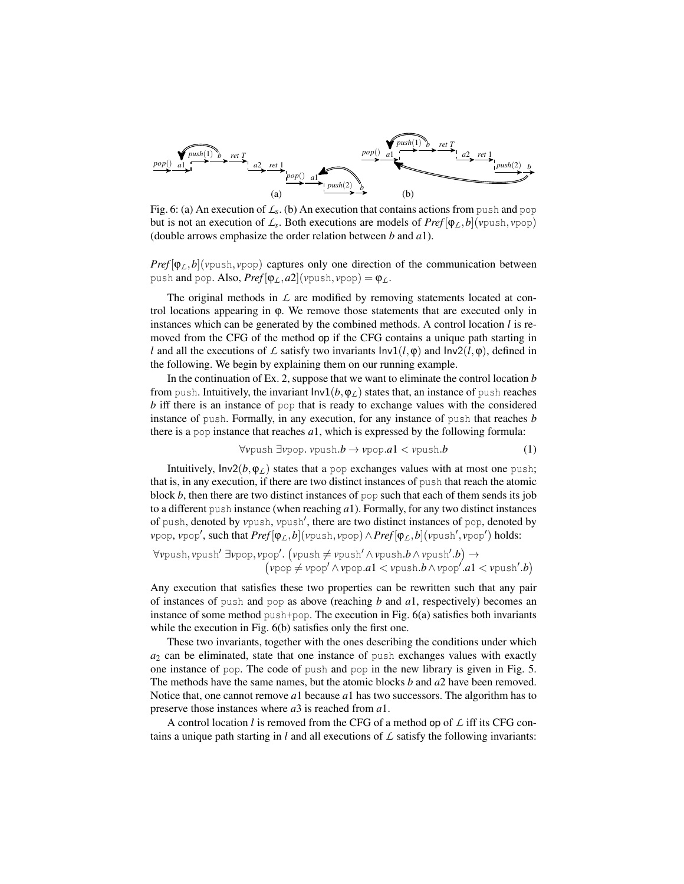Fig. 6: (a) An execution of $\mathcal{L}_s$. (b) An execution that contains actions from push and pop but is not an execution of $\mathcal{L}_s$. Both executions are models of $Pref[\varphi_\mathcal{L}, b](v\text{push}, v\text{pop})$ (double arrows emphasize the order relation between $b$ and $a1$).

$Pref[\varphi_\mathcal{L}, b](v\text{push}, v\text{pop})$ captures only one direction of the communication between push and pop. Also, $Pref[\varphi_\mathcal{L}, a2](v\text{push}, v\text{pop}) = \varphi_\mathcal{L}$.

The original methods in $\mathcal{L}$ are modified by removing statements located at control locations appearing in $\varphi$. We remove those statements that are executed only in instances which can be generated by the combined methods. A control location $l$ is removed from the CFG of the method op if the CFG contains a unique path starting in $l$ and all the executions of $\mathcal{L}$ satisfy two invariants $\mathsf{Inv1}(l, \varphi)$ and $\mathsf{Inv2}(l, \varphi)$, defined in the following. We begin by explaining them on our running example.

In the continuation of Ex. 2, suppose that we want to eliminate the control location $b$ from push. Intuitively, the invariant $\mathsf{Inv1}(b, \varphi_\mathcal{L})$ states that, an instance of push reaches $b$ iff there is an instance of pop that is ready to exchange values with the considered instance of push. Formally, in any execution, for any instance of push that reaches $b$ there is a pop instance that reaches $a1$, which is expressed by the following formula:

$$\forall v\text{push}\ \exists v\text{pop}.\ v\text{push}.b \rightarrow v\text{pop}.a1 < v\text{push}.b \tag{1}$$

Intuitively, $\mathsf{Inv2}(b, \varphi_\mathcal{L})$ states that a pop exchanges values with at most one push; that is, in any execution, if there are two distinct instances of push that reach the atomic block $b$, then there are two distinct instances of pop such that each of them sends its job to a different push instance (when reaching $a1$). Formally, for any two distinct instances of push, denoted by $v\text{push}$, $v\text{push}'$, there are two distinct instances of pop, denoted by $v\text{pop}$, $v\text{pop}'$, such that $Pref[\varphi_\mathcal{L}, b](v\text{push}, v\text{pop}) \wedge Pref[\varphi_\mathcal{L}, b](v\text{push}', v\text{pop}')$ holds:

$$\begin{aligned}\forall v\text{push}, v\text{push}'\ \exists v\text{pop}, v\text{pop}'.\ &\big(v\text{push} \neq v\text{push}' \wedge v\text{push}.b \wedge v\text{push}'.b\big) \rightarrow \\ &\big(v\text{pop} \neq v\text{pop}' \wedge v\text{pop}.a1 < v\text{push}.b \wedge v\text{pop}'.a1 < v\text{push}'.b\big)\end{aligned}$$

Any execution that satisfies these two properties can be rewritten such that any pair of instances of push and pop as above (reaching $b$ and $a1$, respectively) becomes an instance of some method push+pop. The execution in Fig. 6(a) satisfies both invariants while the execution in Fig. 6(b) satisfies only the first one.

These two invariants, together with the ones describing the conditions under which $a_2$ can be eliminated, state that one instance of push exchanges values with exactly one instance of pop. The code of push and pop in the new library is given in Fig. 5. The methods have the same names, but the atomic blocks $b$ and $a2$ have been removed. Notice that, one cannot remove $a1$ because $a1$ has two successors. The algorithm has to preserve those instances where $a3$ is reached from $a1$.

A control location $l$ is removed from the CFG of a method op of $\mathcal{L}$ iff its CFG contains a unique path starting in $l$ and all executions of $\mathcal{L}$ satisfy the following invariants: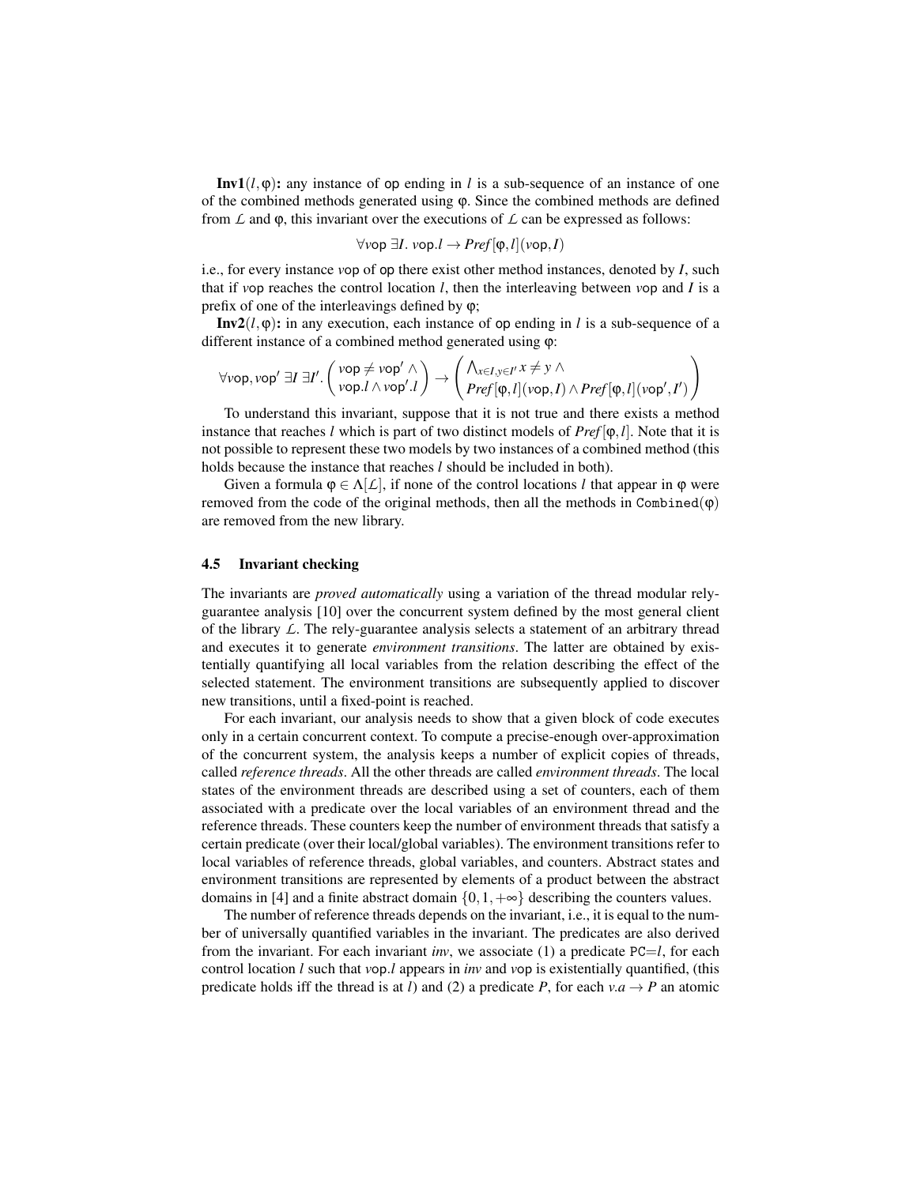**Inv1**$(l,\varphi)$**:** any instance of $\mathsf{op}$ ending in $l$ is a sub-sequence of an instance of one of the combined methods generated using $\varphi$. Since the combined methods are defined from $\mathcal{L}$ and $\varphi$, this invariant over the executions of $\mathcal{L}$ can be expressed as follows:

$$\forall v\mathsf{op}\ \exists I.\ v\mathsf{op}.l \rightarrow \mathit{Pref}[\varphi,l](v\mathsf{op},I)$$

i.e., for every instance $v\mathsf{op}$ of $\mathsf{op}$ there exist other method instances, denoted by $I$, such that if $v\mathsf{op}$ reaches the control location $l$, then the interleaving between $v\mathsf{op}$ and $I$ is a prefix of one of the interleavings defined by $\varphi$;

**Inv2**$(l,\varphi)$**:** in any execution, each instance of $\mathsf{op}$ ending in $l$ is a sub-sequence of a different instance of a combined method generated using $\varphi$:

$$\forall v\mathsf{op}, v\mathsf{op}'\ \exists I\ \exists I'.\begin{pmatrix} v\mathsf{op} \neq v\mathsf{op}' \wedge \\ v\mathsf{op}.l \wedge v\mathsf{op}'.l \end{pmatrix} \rightarrow \begin{pmatrix} \bigwedge_{x\in I, y\in I'} x \neq y \wedge \\ \mathit{Pref}[\varphi,l](v\mathsf{op},I) \wedge \mathit{Pref}[\varphi,l](v\mathsf{op}',I') \end{pmatrix}$$

To understand this invariant, suppose that it is not true and there exists a method instance that reaches $l$ which is part of two distinct models of $\mathit{Pref}[\varphi,l]$. Note that it is not possible to represent these two models by two instances of a combined method (this holds because the instance that reaches $l$ should be included in both).

Given a formula $\varphi \in \Lambda[\mathcal{L}]$, if none of the control locations $l$ that appear in $\varphi$ were removed from the code of the original methods, then all the methods in $\mathtt{Combined}(\varphi)$ are removed from the new library.

### 4.5 Invariant checking

The invariants are *proved automatically* using a variation of the thread modular rely-guarantee analysis [10] over the concurrent system defined by the most general client of the library $\mathcal{L}$. The rely-guarantee analysis selects a statement of an arbitrary thread and executes it to generate *environment transitions*. The latter are obtained by existentially quantifying all local variables from the relation describing the effect of the selected statement. The environment transitions are subsequently applied to discover new transitions, until a fixed-point is reached.

For each invariant, our analysis needs to show that a given block of code executes only in a certain concurrent context. To compute a precise-enough over-approximation of the concurrent system, the analysis keeps a number of explicit copies of threads, called *reference threads*. All the other threads are called *environment threads*. The local states of the environment threads are described using a set of counters, each of them associated with a predicate over the local variables of an environment thread and the reference threads. These counters keep the number of environment threads that satisfy a certain predicate (over their local/global variables). The environment transitions refer to local variables of reference threads, global variables, and counters. Abstract states and environment transitions are represented by elements of a product between the abstract domains in [4] and a finite abstract domain $\{0,1,+\infty\}$ describing the counters values.

The number of reference threads depends on the invariant, i.e., it is equal to the number of universally quantified variables in the invariant. The predicates are also derived from the invariant. For each invariant *inv*, we associate (1) a predicate $\mathtt{PC}{=}l$, for each control location $l$ such that $v\mathsf{op}.l$ appears in *inv* and $v\mathsf{op}$ is existentially quantified, (this predicate holds iff the thread is at $l$) and (2) a predicate $P$, for each $v.a \rightarrow P$ an atomic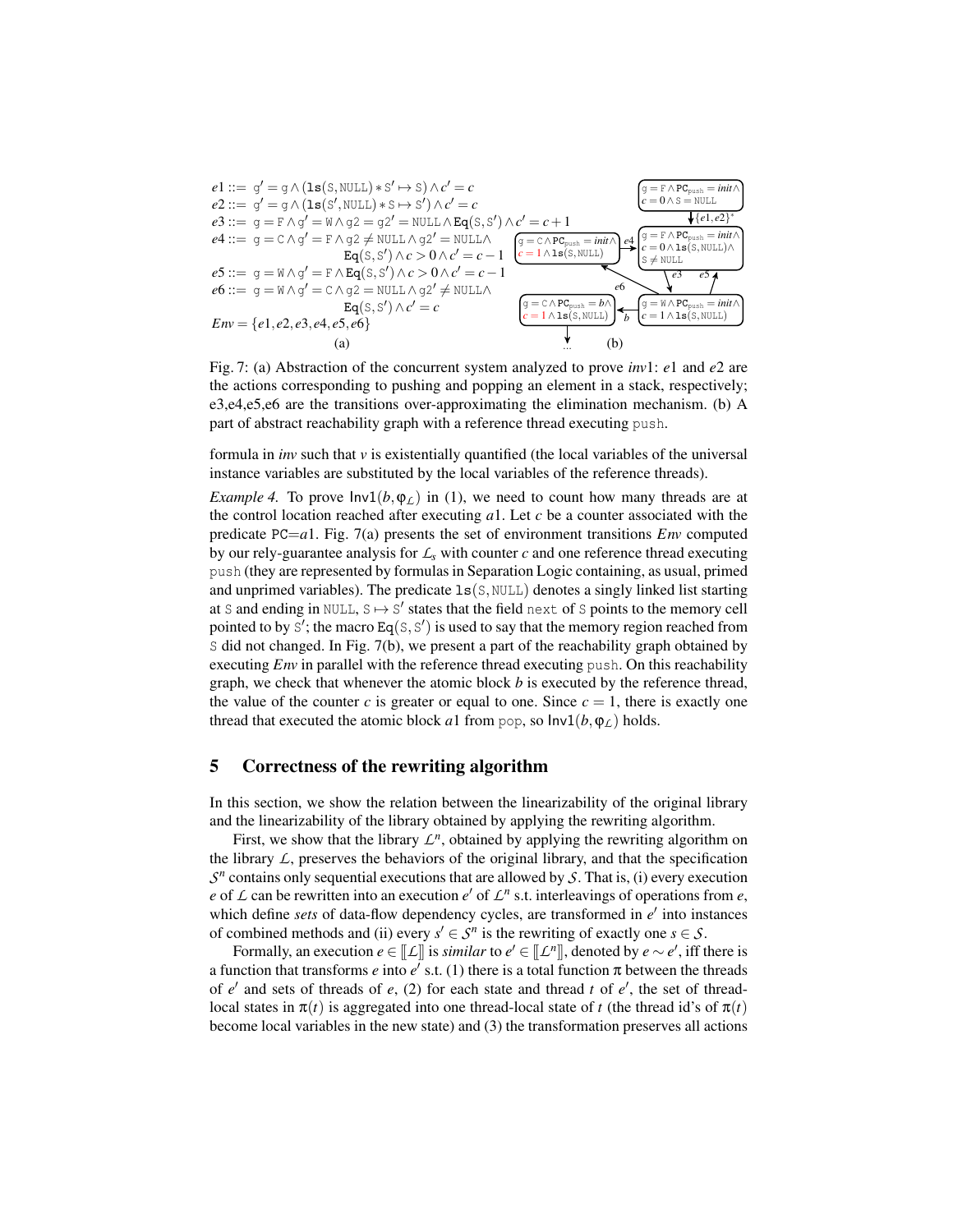$$
\begin{aligned}
e1 &::= \ \mathtt{g}' = \mathtt{g} \wedge (\mathtt{ls}(\mathtt{S},\mathtt{NULL}) * \mathtt{S}' \mapsto \mathtt{S}) \wedge c' = c \\
e2 &::= \ \mathtt{g}' = \mathtt{g} \wedge (\mathtt{ls}(\mathtt{S}',\mathtt{NULL}) * \mathtt{S} \mapsto \mathtt{S}') \wedge c' = c \\
e3 &::= \ \mathtt{g} = \mathtt{F} \wedge \mathtt{g}' = \mathtt{W} \wedge \mathtt{g2} = \mathtt{g2}' = \mathtt{NULL} \wedge \mathtt{Eq}(\mathtt{S},\mathtt{S}') \wedge c' = c+1 \\
e4 &::= \ \mathtt{g} = \mathtt{C} \wedge \mathtt{g}' = \mathtt{F} \wedge \mathtt{g2} \neq \mathtt{NULL} \wedge \mathtt{g2}' = \mathtt{NULL} \wedge \\
&\qquad \mathtt{Eq}(\mathtt{S},\mathtt{S}') \wedge c > 0 \wedge c' = c-1 \\
e5 &::= \ \mathtt{g} = \mathtt{W} \wedge \mathtt{g}' = \mathtt{F} \wedge \mathtt{Eq}(\mathtt{S},\mathtt{S}') \wedge c > 0 \wedge c' = c-1 \\
e6 &::= \ \mathtt{g} = \mathtt{W} \wedge \mathtt{g}' = \mathtt{C} \wedge \mathtt{g2} = \mathtt{NULL} \wedge \mathtt{g2}' \neq \mathtt{NULL} \wedge \\
&\qquad \mathtt{Eq}(\mathtt{S},\mathtt{S}') \wedge c' = c \\
Env &= \{e1, e2, e3, e4, e5, e6\}
\end{aligned}
$$

(a)

Reachability graph (b): states
- $\mathtt{g} = \mathtt{F} \wedge \mathtt{PC}_{\mathtt{push}} = init \wedge c = 0 \wedge \mathtt{S} = \mathtt{NULL}$ $\xrightarrow{\{e1,e2\}^*}$ $\mathtt{g} = \mathtt{F} \wedge \mathtt{PC}_{\mathtt{push}} = init \wedge c = 0 \wedge \mathtt{ls}(\mathtt{S},\mathtt{NULL}) \wedge \mathtt{S} \neq \mathtt{NULL}$
- $\xrightarrow{e3}$ $\mathtt{g} = \mathtt{W} \wedge \mathtt{PC}_{\mathtt{push}} = init \wedge c = 1 \wedge \mathtt{ls}(\mathtt{S},\mathtt{NULL})$ (and back via $e5$)
- $\xrightarrow{e6}$ $\mathtt{g} = \mathtt{C} \wedge \mathtt{PC}_{\mathtt{push}} = init \wedge c = 1 \wedge \mathtt{ls}(\mathtt{S},\mathtt{NULL})$ $\xrightarrow{e4}$ back to $\mathtt{g} = \mathtt{F}$ state
- $\xrightarrow{b}$ $\mathtt{g} = \mathtt{C} \wedge \mathtt{PC}_{\mathtt{push}} = b \wedge c = 1 \wedge \mathtt{ls}(\mathtt{S},\mathtt{NULL})$ $\to \ldots$

(b)

Fig. 7: (a) Abstraction of the concurrent system analyzed to prove *inv*1: $e1$ and $e2$ are the actions corresponding to pushing and popping an element in a stack, respectively; e3,e4,e5,e6 are the transitions over-approximating the elimination mechanism. (b) A part of abstract reachability graph with a reference thread executing push.

formula in *inv* such that $v$ is existentially quantified (the local variables of the universal instance variables are substituted by the local variables of the reference threads).

*Example 4.* To prove $\mathsf{Inv1}(b, \varphi_{\mathcal{L}})$ in (1), we need to count how many threads are at the control location reached after executing $a1$. Let $c$ be a counter associated with the predicate PC=$a1$. Fig. 7(a) presents the set of environment transitions *Env* computed by our rely-guarantee analysis for $\mathcal{L}_s$ with counter $c$ and one reference thread executing push (they are represented by formulas in Separation Logic containing, as usual, primed and unprimed variables). The predicate $\mathtt{ls}(\mathtt{S},\mathtt{NULL})$ denotes a singly linked list starting at S and ending in NULL, $\mathtt{S} \mapsto \mathtt{S}'$ states that the field next of S points to the memory cell pointed to by $\mathtt{S}'$; the macro $\mathtt{Eq}(\mathtt{S},\mathtt{S}')$ is used to say that the memory region reached from S did not changed. In Fig. 7(b), we present a part of the reachability graph obtained by executing *Env* in parallel with the reference thread executing push. On this reachability graph, we check that whenever the atomic block $b$ is executed by the reference thread, the value of the counter $c$ is greater or equal to one. Since $c = 1$, there is exactly one thread that executed the atomic block $a1$ from pop, so $\mathsf{Inv1}(b, \varphi_{\mathcal{L}})$ holds.

## 5 Correctness of the rewriting algorithm

In this section, we show the relation between the linearizability of the original library and the linearizability of the library obtained by applying the rewriting algorithm.

First, we show that the library $\mathcal{L}^n$, obtained by applying the rewriting algorithm on the library $\mathcal{L}$, preserves the behaviors of the original library, and that the specification $\mathcal{S}^n$ contains only sequential executions that are allowed by $\mathcal{S}$. That is, (i) every execution $e$ of $\mathcal{L}$ can be rewritten into an execution $e'$ of $\mathcal{L}^n$ s.t. interleavings of operations from $e$, which define *sets* of data-flow dependency cycles, are transformed in $e'$ into instances of combined methods and (ii) every $s' \in \mathcal{S}^n$ is the rewriting of exactly one $s \in \mathcal{S}$.

Formally, an execution $e \in [\![\mathcal{L}]\!]$ is *similar* to $e' \in [\![\mathcal{L}^n]\!]$, denoted by $e \sim e'$, iff there is a function that transforms $e$ into $e'$ s.t. (1) there is a total function $\pi$ between the threads of $e'$ and sets of threads of $e$, (2) for each state and thread $t$ of $e'$, the set of thread-local states in $\pi(t)$ is aggregated into one thread-local state of $t$ (the thread id's of $\pi(t)$ become local variables in the new state) and (3) the transformation preserves all actions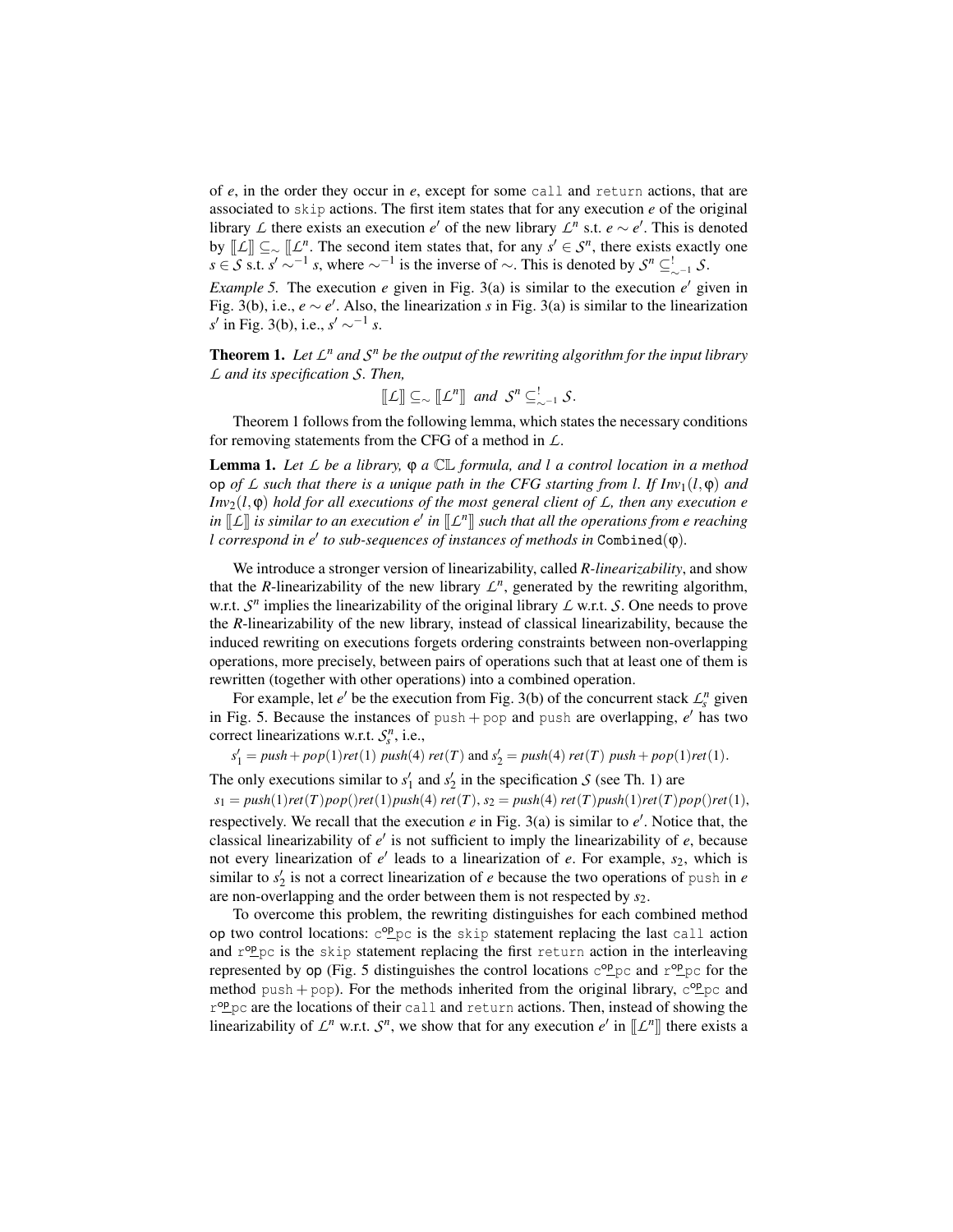of $e$, in the order they occur in $e$, except for some `call` and `return` actions, that are associated to `skip` actions. The first item states that for any execution $e$ of the original library $\mathcal{L}$ there exists an execution $e'$ of the new library $\mathcal{L}^n$ s.t. $e \sim e'$. This is denoted by $[\![\mathcal{L}]\!] \subseteq_{\sim} [\![\mathcal{L}^n$. The second item states that, for any $s' \in \mathcal{S}^n$, there exists exactly one $s \in \mathcal{S}$ s.t. $s' \sim^{-1} s$, where $\sim^{-1}$ is the inverse of $\sim$. This is denoted by $\mathcal{S}^n \subseteq^{!}_{\sim^{-1}} \mathcal{S}$.

*Example 5.* The execution $e$ given in Fig. 3(a) is similar to the execution $e'$ given in Fig. 3(b), i.e., $e \sim e'$. Also, the linearization $s$ in Fig. 3(a) is similar to the linearization $s'$ in Fig. 3(b), i.e., $s' \sim^{-1} s$.

**Theorem 1.** *Let $\mathcal{L}^n$ and $\mathcal{S}^n$ be the output of the rewriting algorithm for the input library $\mathcal{L}$ and its specification $\mathcal{S}$. Then,*

$$[\![\mathcal{L}]\!] \subseteq_{\sim} [\![\mathcal{L}^n]\!] \text{ and } \mathcal{S}^n \subseteq^{!}_{\sim^{-1}} \mathcal{S}.$$

Theorem 1 follows from the following lemma, which states the necessary conditions for removing statements from the CFG of a method in $\mathcal{L}$.

**Lemma 1.** *Let $\mathcal{L}$ be a library, $\varphi$ a $\mathbb{CL}$ formula, and $l$ a control location in a method* op *of $\mathcal{L}$ such that there is a unique path in the CFG starting from $l$. If $Inv_1(l,\varphi)$ and $Inv_2(l,\varphi)$ hold for all executions of the most general client of $\mathcal{L}$, then any execution $e$ in $[\![\mathcal{L}]\!]$ is similar to an execution $e'$ in $[\![\mathcal{L}^n]\!]$ such that all the operations from $e$ reaching $l$ correspond in $e'$ to sub-sequences of instances of methods in* $\texttt{Combined}(\varphi)$.

We introduce a stronger version of linearizability, called *R-linearizability*, and show that the *R*-linearizability of the new library $\mathcal{L}^n$, generated by the rewriting algorithm, w.r.t. $\mathcal{S}^n$ implies the linearizability of the original library $\mathcal{L}$ w.r.t. $\mathcal{S}$. One needs to prove the *R*-linearizability of the new library, instead of classical linearizability, because the induced rewriting on executions forgets ordering constraints between non-overlapping operations, more precisely, between pairs of operations such that at least one of them is rewritten (together with other operations) into a combined operation.

For example, let $e'$ be the execution from Fig. 3(b) of the concurrent stack $\mathcal{L}^n_s$ given in Fig. 5. Because the instances of `push` + `pop` and `push` are overlapping, $e'$ has two correct linearizations w.r.t. $\mathcal{S}^n_s$, i.e.,

$s'_1 = push+pop(1)ret(1)\ push(4)\ ret(T)$ and $s'_2 = push(4)\ ret(T)\ push+pop(1)ret(1)$.

The only executions similar to $s'_1$ and $s'_2$ in the specification $\mathcal{S}$ (see Th. 1) are

$s_1 = push(1)ret(T)pop()ret(1)push(4)\ ret(T)$, $s_2 = push(4)\ ret(T)push(1)ret(T)pop()ret(1)$,

respectively. We recall that the execution $e$ in Fig. 3(a) is similar to $e'$. Notice that, the classical linearizability of $e'$ is not sufficient to imply the linearizability of $e$, because not every linearization of $e'$ leads to a linearization of $e$. For example, $s_2$, which is similar to $s'_2$ is not a correct linearization of $e$ because the two operations of `push` in $e$ are non-overlapping and the order between them is not respected by $s_2$.

To overcome this problem, the rewriting distinguishes for each combined method op two control locations: `c_op_pc` is the `skip` statement replacing the last `call` action and `r_op_pc` is the `skip` statement replacing the first `return` action in the interleaving represented by op (Fig. 5 distinguishes the control locations `c_op_pc` and `r_op_pc` for the method `push` + `pop`). For the methods inherited from the original library, `c_op_pc` and `r_op_pc` are the locations of their `call` and `return` actions. Then, instead of showing the linearizability of $\mathcal{L}^n$ w.r.t. $\mathcal{S}^n$, we show that for any execution $e'$ in $[\![\mathcal{L}^n]\!]$ there exists a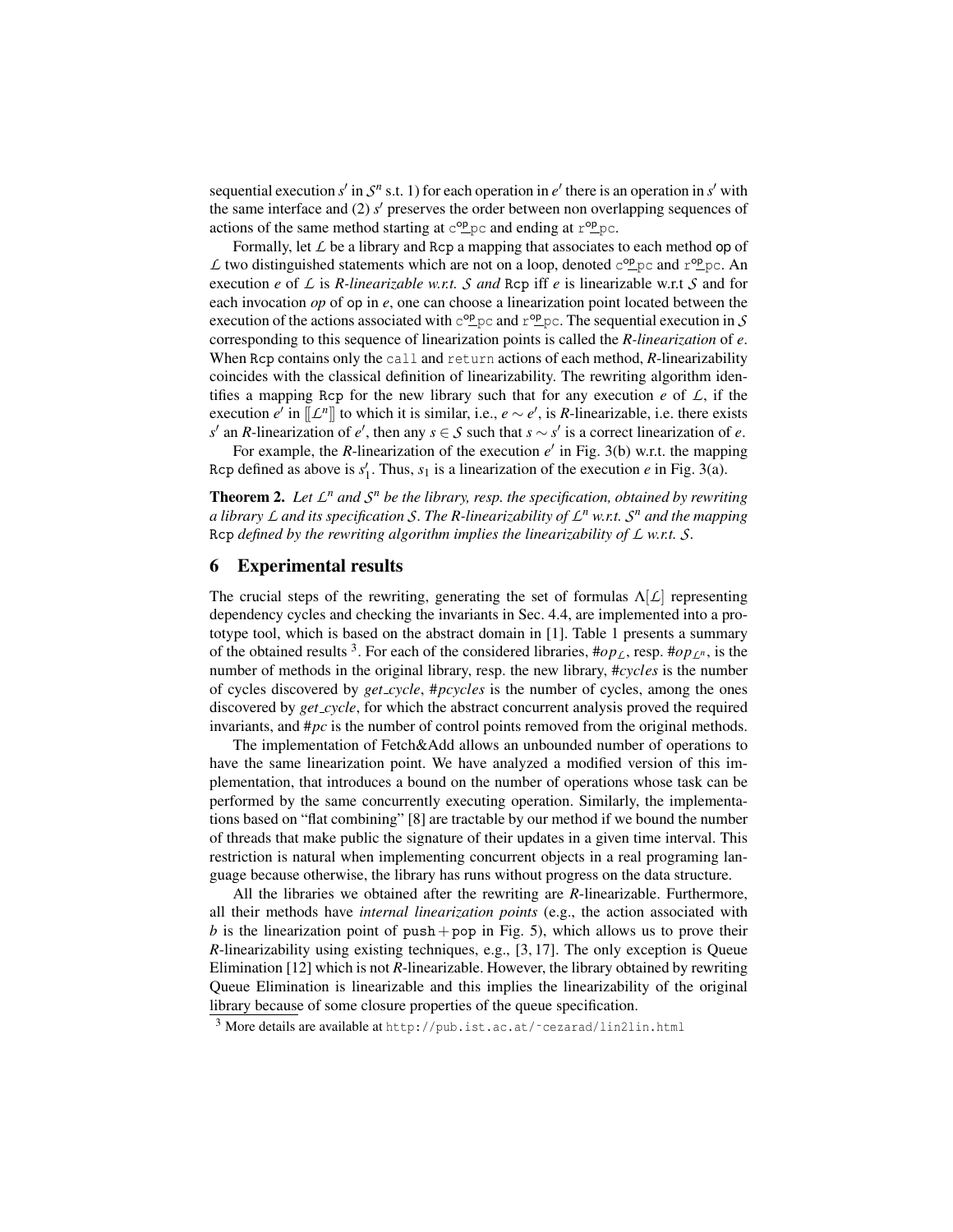sequential execution $s'$ in $\mathcal{S}^n$ s.t. 1) for each operation in $e'$ there is an operation in $s'$ with the same interface and (2) $s'$ preserves the order between non overlapping sequences of actions of the same method starting at $\mathtt{c}^{\mathsf{op}}\_\mathtt{pc}$ and ending at $\mathtt{r}^{\mathsf{op}}\_\mathtt{pc}$.

Formally, let $\mathcal{L}$ be a library and Rcp a mapping that associates to each method op of $\mathcal{L}$ two distinguished statements which are not on a loop, denoted $\mathtt{c}^{\mathsf{op}}\_\mathtt{pc}$ and $\mathtt{r}^{\mathsf{op}}\_\mathtt{pc}$. An execution $e$ of $\mathcal{L}$ is *R-linearizable w.r.t.* $\mathcal{S}$ *and* Rcp iff $e$ is linearizable w.r.t $\mathcal{S}$ and for each invocation $op$ of op in $e$, one can choose a linearization point located between the execution of the actions associated with $\mathtt{c}^{\mathsf{op}}\_\mathtt{pc}$ and $\mathtt{r}^{\mathsf{op}}\_\mathtt{pc}$. The sequential execution in $\mathcal{S}$ corresponding to this sequence of linearization points is called the *R-linearization* of $e$. When Rcp contains only the call and return actions of each method, *R*-linearizability coincides with the classical definition of linearizability. The rewriting algorithm identifies a mapping Rcp for the new library such that for any execution $e$ of $\mathcal{L}$, if the execution $e'$ in $[\![\mathcal{L}^n]\!]$ to which it is similar, i.e., $e \sim e'$, is *R*-linearizable, i.e. there exists $s'$ an *R*-linearization of $e'$, then any $s \in \mathcal{S}$ such that $s \sim s'$ is a correct linearization of $e$.

For example, the *R*-linearization of the execution $e'$ in Fig. 3(b) w.r.t. the mapping Rcp defined as above is $s_1'$. Thus, $s_1$ is a linearization of the execution $e$ in Fig. 3(a).

**Theorem 2.** *Let $\mathcal{L}^n$ and $\mathcal{S}^n$ be the library, resp. the specification, obtained by rewriting a library $\mathcal{L}$ and its specification $\mathcal{S}$. The R-linearizability of $\mathcal{L}^n$ w.r.t. $\mathcal{S}^n$ and the mapping* Rcp *defined by the rewriting algorithm implies the linearizability of $\mathcal{L}$ w.r.t. $\mathcal{S}$.*

## 6 Experimental results

The crucial steps of the rewriting, generating the set of formulas $\Lambda[\mathcal{L}]$ representing dependency cycles and checking the invariants in Sec. 4.4, are implemented into a prototype tool, which is based on the abstract domain in [1]. Table 1 presents a summary of the obtained results [3]. For each of the considered libraries, $\#op_{\mathcal{L}}$, resp. $\#op_{\mathcal{L}^n}$, is the number of methods in the original library, resp. the new library, *#cycles* is the number of cycles discovered by *get_cycle*, *#pcycles* is the number of cycles, among the ones discovered by *get_cycle*, for which the abstract concurrent analysis proved the required invariants, and *#pc* is the number of control points removed from the original methods.

The implementation of Fetch&Add allows an unbounded number of operations to have the same linearization point. We have analyzed a modified version of this implementation, that introduces a bound on the number of operations whose task can be performed by the same concurrently executing operation. Similarly, the implementations based on "flat combining" [8] are tractable by our method if we bound the number of threads that make public the signature of their updates in a given time interval. This restriction is natural when implementing concurrent objects in a real programing language because otherwise, the library has runs without progress on the data structure.

All the libraries we obtained after the rewriting are *R*-linearizable. Furthermore, all their methods have *internal linearization points* (e.g., the action associated with $b$ is the linearization point of push + pop in Fig. 5), which allows us to prove their *R*-linearizability using existing techniques, e.g., [3, 17]. The only exception is Queue Elimination [12] which is not *R*-linearizable. However, the library obtained by rewriting Queue Elimination is linearizable and this implies the linearizability of the original library because of some closure properties of the queue specification.

[3] More details are available at http://pub.ist.ac.at/~cezarad/lin2lin.html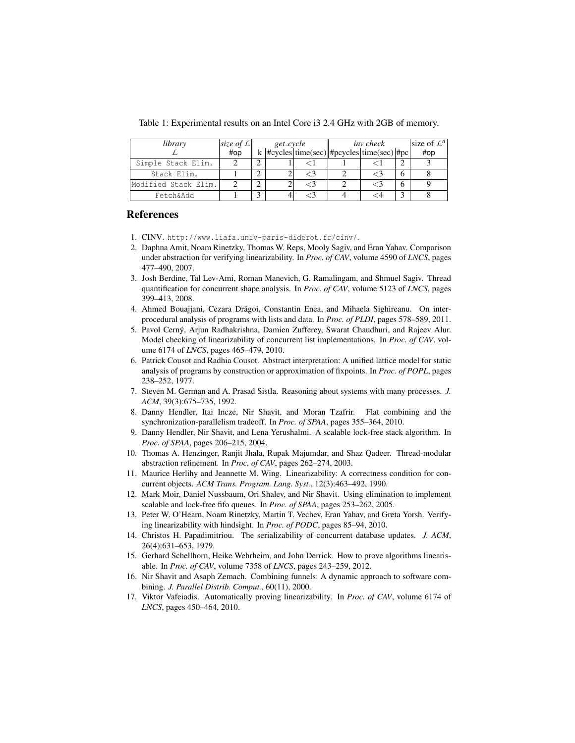Table 1: Experimental results on an Intel Core i3 2.4 GHz with 2GB of memory.

| *library* | *size of $\mathcal{L}$* | *get_cycle* | | | *inv check* | | | size of $\mathcal{L}^n$ |
|---|---|---|---|---|---|---|---|---|
| $\mathcal{L}$ | #op | k | #cycles | time(sec) | #pcycles | time(sec) | #pc | #op |
| Simple Stack Elim. | 2 | 2 | 1 | $<1$ | 1 | $<1$ | 2 | 3 |
| Stack Elim. | 1 | 2 | 2 | $<3$ | 2 | $<3$ | 6 | 8 |
| Modified Stack Elim. | 2 | 2 | 2 | $<3$ | 2 | $<3$ | 6 | 9 |
| Fetch&Add | 1 | 3 | 4 | $<3$ | 4 | $<4$ | 3 | 8 |

## References

1. CINV. http://www.liafa.univ-paris-diderot.fr/cinv/.
2. Daphna Amit, Noam Rinetzky, Thomas W. Reps, Mooly Sagiv, and Eran Yahav. Comparison under abstraction for verifying linearizability. In *Proc. of CAV*, volume 4590 of *LNCS*, pages 477–490, 2007.
3. Josh Berdine, Tal Lev-Ami, Roman Manevich, G. Ramalingam, and Shmuel Sagiv. Thread quantification for concurrent shape analysis. In *Proc. of CAV*, volume 5123 of *LNCS*, pages 399–413, 2008.
4. Ahmed Bouajjani, Cezara Drăgoi, Constantin Enea, and Mihaela Sighireanu. On inter-procedural analysis of programs with lists and data. In *Proc. of PLDI*, pages 578–589, 2011.
5. Pavol Cerný, Arjun Radhakrishna, Damien Zufferey, Swarat Chaudhuri, and Rajeev Alur. Model checking of linearizability of concurrent list implementations. In *Proc. of CAV*, volume 6174 of *LNCS*, pages 465–479, 2010.
6. Patrick Cousot and Radhia Cousot. Abstract interpretation: A unified lattice model for static analysis of programs by construction or approximation of fixpoints. In *Proc. of POPL*, pages 238–252, 1977.
7. Steven M. German and A. Prasad Sistla. Reasoning about systems with many processes. *J. ACM*, 39(3):675–735, 1992.
8. Danny Hendler, Itai Incze, Nir Shavit, and Moran Tzafrir. Flat combining and the synchronization-parallelism tradeoff. In *Proc. of SPAA*, pages 355–364, 2010.
9. Danny Hendler, Nir Shavit, and Lena Yerushalmi. A scalable lock-free stack algorithm. In *Proc. of SPAA*, pages 206–215, 2004.
10. Thomas A. Henzinger, Ranjit Jhala, Rupak Majumdar, and Shaz Qadeer. Thread-modular abstraction refinement. In *Proc. of CAV*, pages 262–274, 2003.
11. Maurice Herlihy and Jeannette M. Wing. Linearizability: A correctness condition for concurrent objects. *ACM Trans. Program. Lang. Syst.*, 12(3):463–492, 1990.
12. Mark Moir, Daniel Nussbaum, Ori Shalev, and Nir Shavit. Using elimination to implement scalable and lock-free fifo queues. In *Proc. of SPAA*, pages 253–262, 2005.
13. Peter W. O'Hearn, Noam Rinetzky, Martin T. Vechev, Eran Yahav, and Greta Yorsh. Verifying linearizability with hindsight. In *Proc. of PODC*, pages 85–94, 2010.
14. Christos H. Papadimitriou. The serializability of concurrent database updates. *J. ACM*, 26(4):631–653, 1979.
15. Gerhard Schellhorn, Heike Wehrheim, and John Derrick. How to prove algorithms linearisable. In *Proc. of CAV*, volume 7358 of *LNCS*, pages 243–259, 2012.
16. Nir Shavit and Asaph Zemach. Combining funnels: A dynamic approach to software combining. *J. Parallel Distrib. Comput.*, 60(11), 2000.
17. Viktor Vafeiadis. Automatically proving linearizability. In *Proc. of CAV*, volume 6174 of *LNCS*, pages 450–464, 2010.